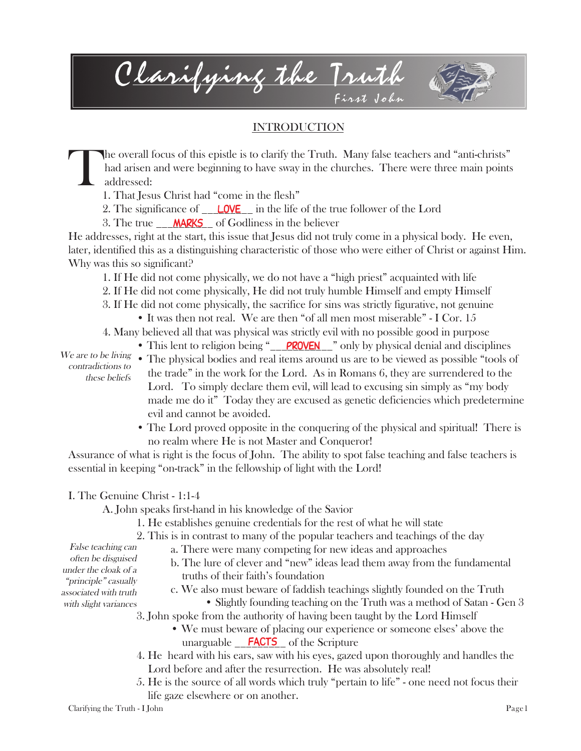# Clarifying the Truth

First John

## INTRODUCTION

The overall focus of this epistle is to clarify the Truth. Many false teachers and "anti-christs" had arisen and were beginning to have sway in the churches. There were three main points addressed:

1. That Jesus Christ had "come in the flesh"
2. The significance of ___LOVE__ in the life of the true follower of the Lord
3. The true ___MARKS__ of Godliness in the believer

He addresses, right at the start, this issue that Jesus did not truly come in a physical body. He even, later, identified this as a distinguishing characteristic of those who were either of Christ or against Him. Why was this so significant?

1. If He did not come physically, we do not have a "high priest" acquainted with life
2. If He did not come physically, He did not truly humble Himself and empty Himself
3. If He did not come physically, the sacrifice for sins was strictly figurative, not genuine
   - It was then not real. We are then "of all men most miserable" - I Cor. 15
4. Many believed all that was physical was strictly evil with no possible good in purpose
   - This lent to religion being "___PROVEN__" only by physical denial and disciplines
   - The physical bodies and real items around us are to be viewed as possible "tools of the trade" in the work for the Lord. As in Romans 6, they are surrendered to the Lord. To simply declare them evil, will lead to excusing sin simply as "my body made me do it" Today they are excused as genetic deficiencies which predetermine evil and cannot be avoided.
   - The Lord proved opposite in the conquering of the physical and spiritual! There is no realm where He is not Master and Conqueror!

*We are to be living contradictions to these beliefs*

Assurance of what is right is the focus of John. The ability to spot false teaching and false teachers is essential in keeping "on-track" in the fellowship of light with the Lord!

I. The Genuine Christ - 1:1-4

A. John speaks first-hand in his knowledge of the Savior

1. He establishes genuine credentials for the rest of what he will state
2. This is in contrast to many of the popular teachers and teachings of the day
   a. There were many competing for new ideas and approaches
   b. The lure of clever and "new" ideas lead them away from the fundamental truths of their faith's foundation
   c. We also must beware of faddish teachings slightly founded on the Truth
      - Slightly founding teaching on the Truth was a method of Satan - Gen 3
3. John spoke from the authority of having been taught by the Lord Himself
   - We must beware of placing our experience or someone elses' above the unarguable __FACTS_ of the Scripture
4. He heard with his ears, saw with his eyes, gazed upon thoroughly and handles the Lord before and after the resurrection. He was absolutely real!
5. He is the source of all words which truly "pertain to life" - one need not focus their life gaze elsewhere or on another.

*False teaching can often be disguised under the cloak of a "principle" casually associated with truth with slight variances*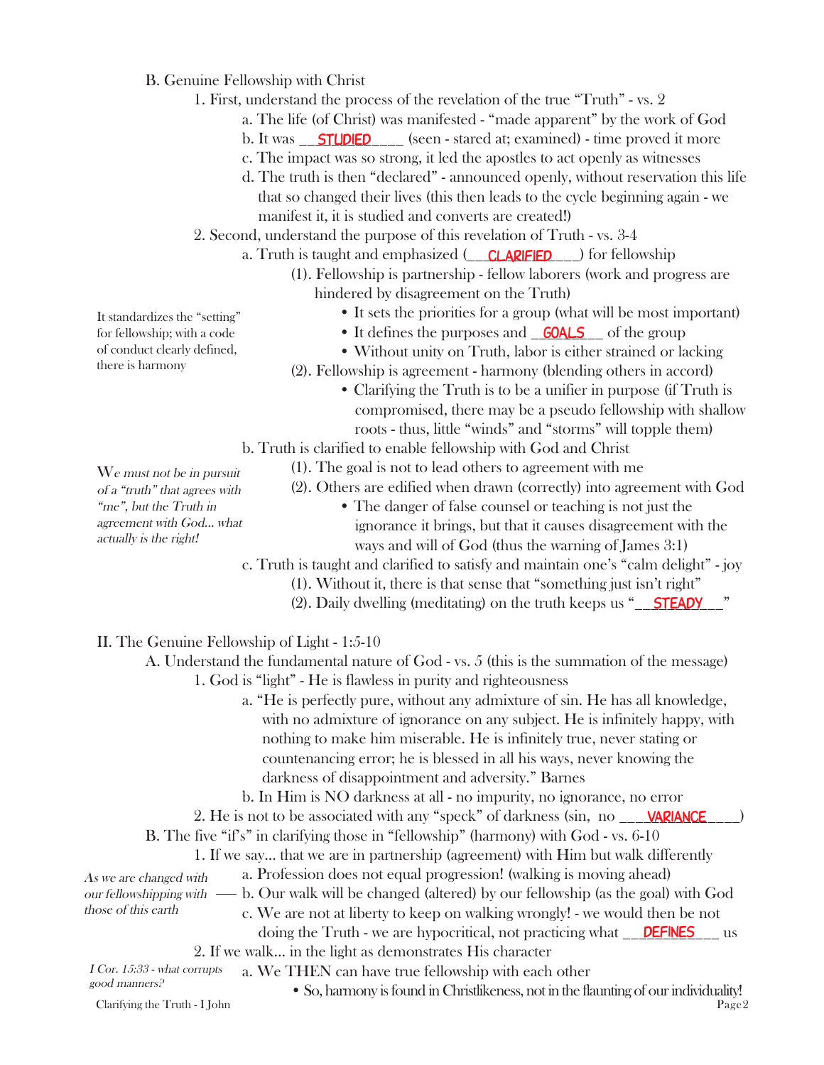B. Genuine Fellowship with Christ

1. First, understand the process of the revelation of the true "Truth" - vs. 2
    - a. The life (of Christ) was manifested - "made apparent" by the work of God
    - b. It was __STUDIED____ (seen - stared at; examined) - time proved it more
    - c. The impact was so strong, it led the apostles to act openly as witnesses
    - d. The truth is then "declared" - announced openly, without reservation this life that so changed their lives (this then leads to the cycle beginning again - we manifest it, it is studied and converts are created!)
2. Second, understand the purpose of this revelation of Truth - vs. 3-4
    - a. Truth is taught and emphasized (__CLARIFIED___) for fellowship
        - (1). Fellowship is partnership - fellow laborers (work and progress are hindered by disagreement on the Truth)
            - It sets the priorities for a group (what will be most important)
            - It defines the purposes and _GOALS__ of the group
            - Without unity on Truth, labor is either strained or lacking

          *It standardizes the "setting" for fellowship; with a code of conduct clearly defined, there is harmony*

        - (2). Fellowship is agreement - harmony (blending others in accord)
            - Clarifying the Truth is to be a unifier in purpose (if Truth is compromised, there may be a pseudo fellowship with shallow roots - thus, little "winds" and "storms" will topple them)
    - b. Truth is clarified to enable fellowship with God and Christ
        - (1). The goal is not to lead others to agreement with me
        - (2). Others are edified when drawn (correctly) into agreement with God
            - The danger of false counsel or teaching is not just the ignorance it brings, but that it causes disagreement with the ways and will of God (thus the warning of James 3:1)

          *We must not be in pursuit of a "truth" that agrees with "me", but the Truth in agreement with God... what actually is the right!*

    - c. Truth is taught and clarified to satisfy and maintain one's "calm delight" - joy
        - (1). Without it, there is that sense that "something just isn't right"
        - (2). Daily dwelling (meditating) on the truth keeps us "__STEADY__"

II. The Genuine Fellowship of Light - 1:5-10

A. Understand the fundamental nature of God - vs. 5 (this is the summation of the message)

1. God is "light" - He is flawless in purity and righteousness
    - a. "He is perfectly pure, without any admixture of sin. He has all knowledge, with no admixture of ignorance on any subject. He is infinitely happy, with nothing to make him miserable. He is infinitely true, never stating or countenancing error; he is blessed in all his ways, never knowing the darkness of disappointment and adversity." Barnes
    - b. In Him is NO darkness at all - no impurity, no ignorance, no error
2. He is not to be associated with any "speck" of darkness (sin, no ___VARIANCE____)

B. The five "if's" in clarifying those in "fellowship" (harmony) with God - vs. 6-10

1. If we say... that we are in partnership (agreement) with Him but walk differently
    - a. Profession does not equal progression! (walking is moving ahead)
    - b. Our walk will be changed (altered) by our fellowship (as the goal) with God — *As we are changed with our fellowshipping with those of this earth*
    - c. We are not at liberty to keep on walking wrongly! - we would then be not doing the Truth - we are hypocritical, not practicing what __DEFINES___ us
2. If we walk... in the light as demonstrates His character
    - a. We THEN can have true fellowship with each other
        - So, harmony is found in Christlikeness, not in the flaunting of our individuality!

      *I Cor. 15:33 - what corrupts good manners?*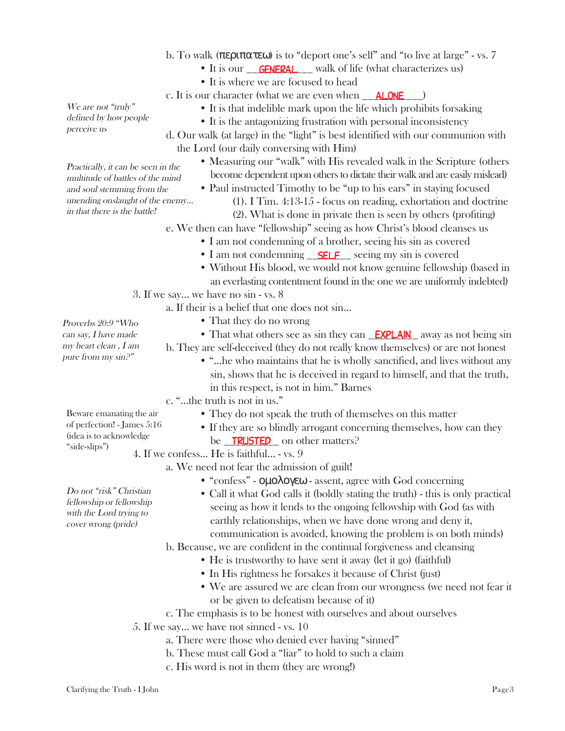b. To walk (περιπατεω) is to "deport one's self" and "to live at large" - vs. 7

- It is our __GENERAL___ walk of life (what characterizes us)
- It is where we are focused to head

c. It is our character (what we are even when __ALONE___)

*We are not "truly" defined by how people perceive us*

- It is that indelible mark upon the life which prohibits forsaking
- It is the antagonizing frustration with personal inconsistency

d. Our walk (at large) in the "light" is best identified with our communion with the Lord (our daily conversing with Him)

*Practically, it can be seen in the multitude of battles of the mind and soul stemming from the unending onslaught of the enemy... in that there is the battle!*

- Measuring our "walk" with His revealed walk in the Scripture (others become dependent upon others to dictate their walk and are easily mislead)
- Paul instructed Timothy to be "up to his ears" in staying focused
  - (1). I Tim. 4:13-15 - focus on reading, exhortation and doctrine
  - (2). What is done in private then is seen by others (profiting)

e. We then can have "fellowship" seeing as how Christ's blood cleanses us

- I am not condemning of a brother, seeing his sin as covered
- I am not condemning __SELF__ seeing my sin is covered
- Without His blood, we would not know genuine fellowship (based in an everlasting contentment found in the one we are uniformly indebted)

3. If we say... we have no sin - vs. 8

a. If their is a belief that one does not sin...

*Proverbs 20:9 "Who can say, I have made my heart clean , I am pure from my sin?"*

- That they do no wrong
- That what others see as sin they can _EXPLAIN_ away as not being sin

b. They are self-deceived (they do not really know themselves) or are not honest

- "...he who maintains that he is wholly sanctified, and lives without any sin, shows that he is deceived in regard to himself, and that the truth, in this respect, is not in him." Barnes

c. "...the truth is not in us."

Beware emanating the air of perfection! - James 5:16 (idea is to acknowledge "side-slips")

- They do not speak the truth of themselves on this matter
- If they are so blindly arrogant concerning themselves, how can they be _TRUSTED_ on other matters?

4. If we confess... He is faithful... - vs. 9

a. We need not fear the admission of guilt!

- "confess" - ομολογεω - assent, agree with God concerning
- Call it what God calls it (boldly stating the truth) - this is only practical seeing as how it lends to the ongoing fellowship with God (as with earthly relationships, when we have done wrong and deny it, communication is avoided, knowing the problem is on both minds)

*Do not "risk" Christian fellowship or fellowship with the Lord trying to cover wrong (pride)*

b. Because, we are confident in the continual forgiveness and cleansing

- He is trustworthy to have sent it away (let it go) (faithful)
- In His rightness he forsakes it because of Christ (just)
- We are assured we are clean from our wrongness (we need not fear it or be given to defeatism because of it)

c. The emphasis is to be honest with ourselves and about ourselves

5. If we say... we have not sinned - vs. 10

a. There were those who denied ever having "sinned"

b. These must call God a "liar" to hold to such a claim

c. His word is not in them (they are wrong!)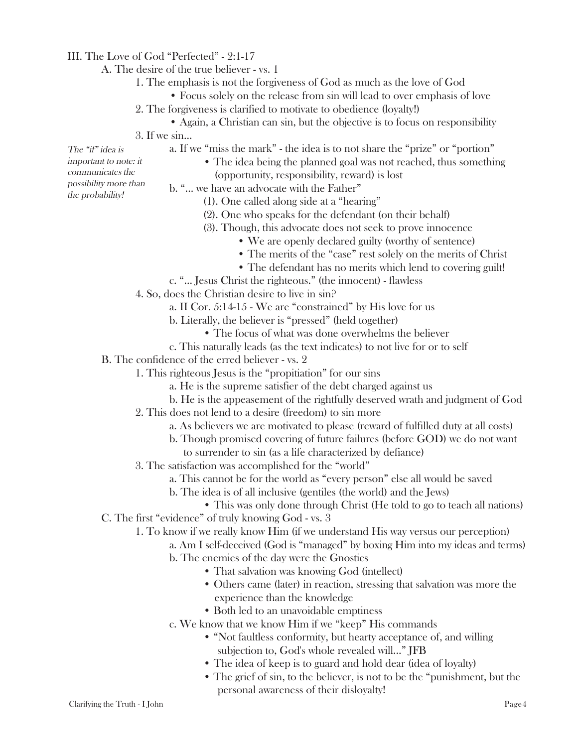III. The Love of God "Perfected" - 2:1-17

- A. The desire of the true believer - vs. 1
  - 1. The emphasis is not the forgiveness of God as much as the love of God
    - • Focus solely on the release from sin will lead to over emphasis of love
  - 2. The forgiveness is clarified to motivate to obedience (loyalty!)
    - • Again, a Christian can sin, but the objective is to focus on responsibility
  - 3. If we sin…

    *The "if" idea is important to note: it communicates the possibility more than the probability!*

    - a. If we "miss the mark" - the idea is to not share the "prize" or "portion"
      - • The idea being the planned goal was not reached, thus something (opportunity, responsibility, reward) is lost
    - b. "… we have an advocate with the Father"
      - (1). One called along side at a "hearing"
      - (2). One who speaks for the defendant (on their behalf)
      - (3). Though, this advocate does not seek to prove innocence
        - • We are openly declared guilty (worthy of sentence)
        - • The merits of the "case" rest solely on the merits of Christ
        - • The defendant has no merits which lend to covering guilt!
    - c. "… Jesus Christ the righteous." (the innocent) - flawless
  - 4. So, does the Christian desire to live in sin?
    - a. II Cor. 5:14-15 - We are "constrained" by His love for us
    - b. Literally, the believer is "pressed" (held together)
      - • The focus of what was done overwhelms the believer
    - c. This naturally leads (as the text indicates) to not live for or to self
- B. The confidence of the erred believer - vs. 2
  - 1. This righteous Jesus is the "propitiation" for our sins
    - a. He is the supreme satisfier of the debt charged against us
    - b. He is the appeasement of the rightfully deserved wrath and judgment of God
  - 2. This does not lend to a desire (freedom) to sin more
    - a. As believers we are motivated to please (reward of fulfilled duty at all costs)
    - b. Though promised covering of future failures (before GOD) we do not want to surrender to sin (as a life characterized by defiance)
  - 3. The satisfaction was accomplished for the "world"
    - a. This cannot be for the world as "every person" else all would be saved
    - b. The idea is of all inclusive (gentiles (the world) and the Jews)
      - • This was only done through Christ (He told to go to teach all nations)
- C. The first "evidence" of truly knowing God - vs. 3
  - 1. To know if we really know Him (if we understand His way versus our perception)
    - a. Am I self-deceived (God is "managed" by boxing Him into my ideas and terms)
    - b. The enemies of the day were the Gnostics
      - • That salvation was knowing God (intellect)
      - • Others came (later) in reaction, stressing that salvation was more the experience than the knowledge
      - • Both led to an unavoidable emptiness
    - c. We know that we know Him if we "keep" His commands
      - • "Not faultless conformity, but hearty acceptance of, and willing subjection to, God's whole revealed will…" JFB
      - • The idea of keep is to guard and hold dear (idea of loyalty)
      - • The grief of sin, to the believer, is not to be the "punishment, but the personal awareness of their disloyalty!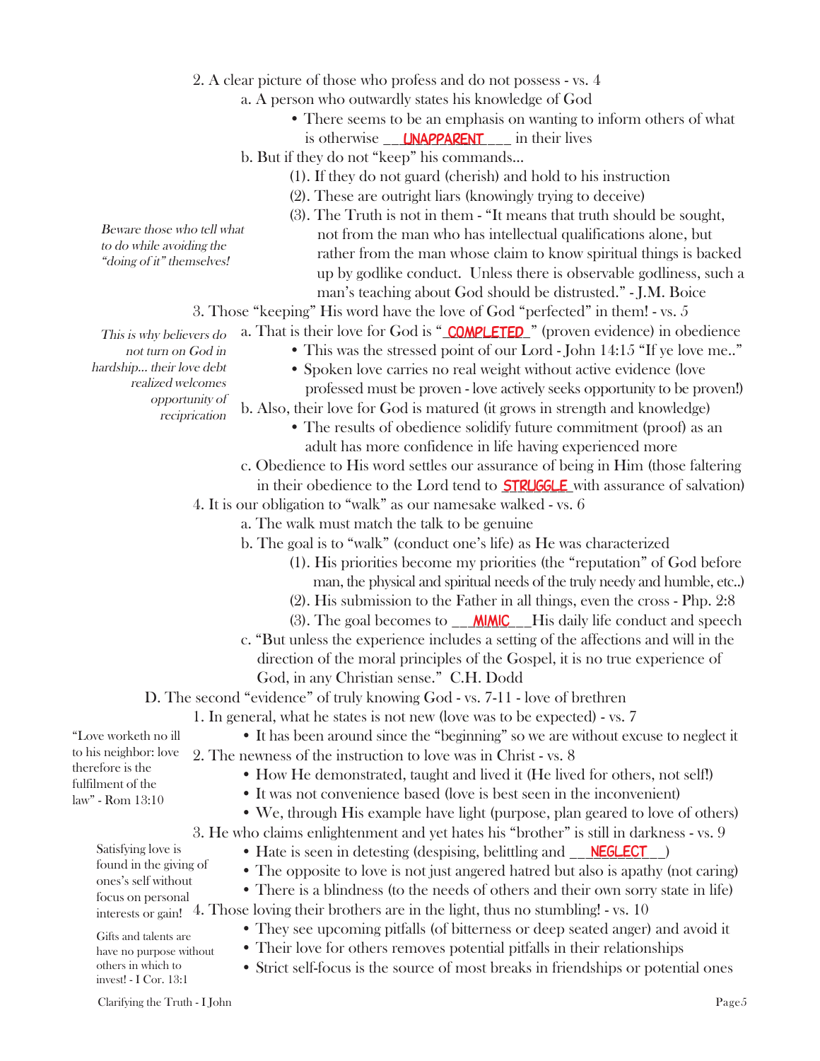2. A clear picture of those who profess and do not possess - vs. 4

a. A person who outwardly states his knowledge of God

- There seems to be an emphasis on wanting to inform others of what is otherwise __UNAPPARENT___ in their lives

b. But if they do not "keep" his commands...

(1). If they do not guard (cherish) and hold to his instruction

(2). These are outright liars (knowingly trying to deceive)

(3). The Truth is not in them - "It means that truth should be sought, not from the man who has intellectual qualifications alone, but rather from the man whose claim to know spiritual things is backed up by godlike conduct. Unless there is observable godliness, such a man's teaching about God should be distrusted." - J.M. Boice

*Beware those who tell what to do while avoiding the "doing of it" themselves!*

3. Those "keeping" His word have the love of God "perfected" in them! - vs. 5

a. That is their love for God is "_COMPLETED_" (proven evidence) in obedience

- This was the stressed point of our Lord - John 14:15 "If ye love me.."
- Spoken love carries no real weight without active evidence (love professed must be proven - love actively seeks opportunity to be proven!)

*This is why believers do not turn on God in hardship... their love debt realized welcomes opportunity of reciprication*

b. Also, their love for God is matured (it grows in strength and knowledge)

- The results of obedience solidify future commitment (proof) as an adult has more confidence in life having experienced more

c. Obedience to His word settles our assurance of being in Him (those faltering in their obedience to the Lord tend to STRUGGLE with assurance of salvation)

4. It is our obligation to "walk" as our namesake walked - vs. 6

a. The walk must match the talk to be genuine

b. The goal is to "walk" (conduct one's life) as He was characterized

(1). His priorities become my priorities (the "reputation" of God before man, the physical and spiritual needs of the truly needy and humble, etc..)

(2). His submission to the Father in all things, even the cross - Php. 2:8

(3). The goal becomes to __MIMIC__His daily life conduct and speech

c. "But unless the experience includes a setting of the affections and will in the direction of the moral principles of the Gospel, it is no true experience of God, in any Christian sense." C.H. Dodd

D. The second "evidence" of truly knowing God - vs. 7-11 - love of brethren

1. In general, what he states is not new (love was to be expected) - vs. 7

- It has been around since the "beginning" so we are without excuse to neglect it

2. The newness of the instruction to love was in Christ - vs. 8

- How He demonstrated, taught and lived it (He lived for others, not self!)
- It was not convenience based (love is best seen in the inconvenient)
- We, through His example have light (purpose, plan geared to love of others)

"Love worketh no ill to his neighbor: love therefore is the fulfilment of the law" - Rom 13:10

3. He who claims enlightenment and yet hates his "brother" is still in darkness - vs. 9

- Hate is seen in detesting (despising, belittling and __NEGLECT__)
- The opposite to love is not just angered hatred but also is apathy (not caring)
- There is a blindness (to the needs of others and their own sorry state in life)

Satisfying love is found in the giving of ones's self without focus on personal interests or gain!

4. Those loving their brothers are in the light, thus no stumbling! - vs. 10

- They see upcoming pitfalls (of bitterness or deep seated anger) and avoid it
- Their love for others removes potential pitfalls in their relationships
- Strict self-focus is the source of most breaks in friendships or potential ones

Gifts and talents are have no purpose without others in which to invest! - I Cor. 13:1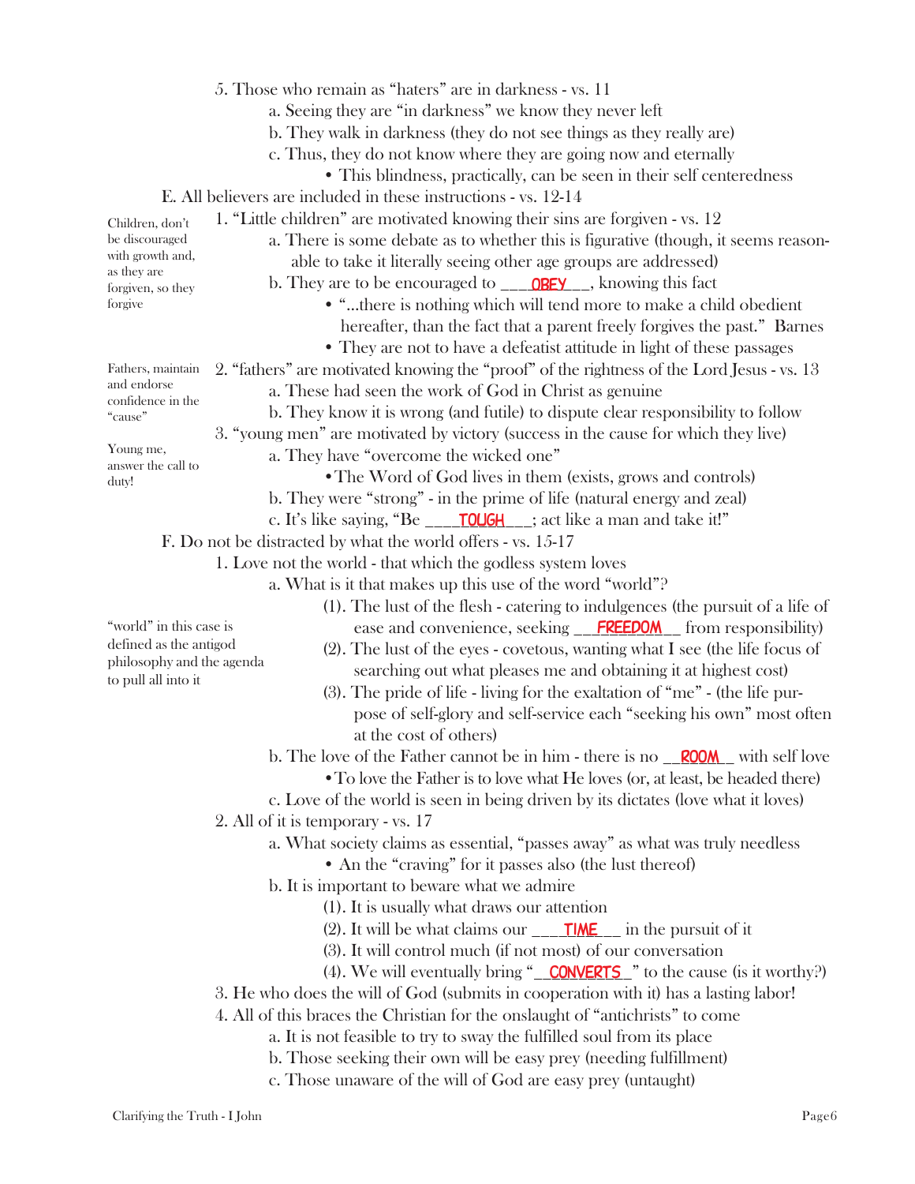5. Those who remain as "haters" are in darkness - vs. 11
   - a. Seeing they are "in darkness" we know they never left
   - b. They walk in darkness (they do not see things as they really are)
   - c. Thus, they do not know where they are going now and eternally
     - This blindness, practically, can be seen in their self centeredness

E. All believers are included in these instructions - vs. 12-14

*Children, don't be discouraged with growth and, as they are forgiven, so they forgive*

1. "Little children" are motivated knowing their sins are forgiven - vs. 12
   - a. There is some debate as to whether this is figurative (though, it seems reasonable to take it literally seeing other age groups are addressed)
   - b. They are to be encouraged to ___**OBEY**___, knowing this fact
     - "...there is nothing which will tend more to make a child obedient hereafter, than the fact that a parent freely forgives the past." Barnes
     - They are not to have a defeatist attitude in light of these passages

*Fathers, maintain and endorse confidence in the "cause"*

2. "fathers" are motivated knowing the "proof" of the rightness of the Lord Jesus - vs. 13
   - a. These had seen the work of God in Christ as genuine
   - b. They know it is wrong (and futile) to dispute clear responsibility to follow

*Young me, answer the call to duty!*

3. "young men" are motivated by victory (success in the cause for which they live)
   - a. They have "overcome the wicked one"
     - The Word of God lives in them (exists, grows and controls)
   - b. They were "strong" - in the prime of life (natural energy and zeal)
   - c. It's like saying, "Be ____**TOUGH**___; act like a man and take it!"

F. Do not be distracted by what the world offers - vs. 15-17

*"world" in this case is defined as the antigod philosophy and the agenda to pull all into it*

1. Love not the world - that which the godless system loves
   - a. What is it that makes up this use of the word "world"?
     - (1). The lust of the flesh - catering to indulgences (the pursuit of a life of ease and convenience, seeking __**FREEDOM**__ from responsibility)
     - (2). The lust of the eyes - covetous, wanting what I see (the life focus of searching out what pleases me and obtaining it at highest cost)
     - (3). The pride of life - living for the exaltation of "me" - (the life purpose of self-glory and self-service each "seeking his own" most often at the cost of others)
   - b. The love of the Father cannot be in him - there is no __**ROOM**__ with self love
     - To love the Father is to love what He loves (or, at least, be headed there)
   - c. Love of the world is seen in being driven by its dictates (love what it loves)
2. All of it is temporary - vs. 17
   - a. What society claims as essential, "passes away" as what was truly needless
     - An the "craving" for it passes also (the lust thereof)
   - b. It is important to beware what we admire
     - (1). It is usually what draws our attention
     - (2). It will be what claims our ___**TIME**__ in the pursuit of it
     - (3). It will control much (if not most) of our conversation
     - (4). We will eventually bring "__**CONVERTS**_" to the cause (is it worthy?)
3. He who does the will of God (submits in cooperation with it) has a lasting labor!
4. All of this braces the Christian for the onslaught of "antichrists" to come
   - a. It is not feasible to try to sway the fulfilled soul from its place
   - b. Those seeking their own will be easy prey (needing fulfillment)
   - c. Those unaware of the will of God are easy prey (untaught)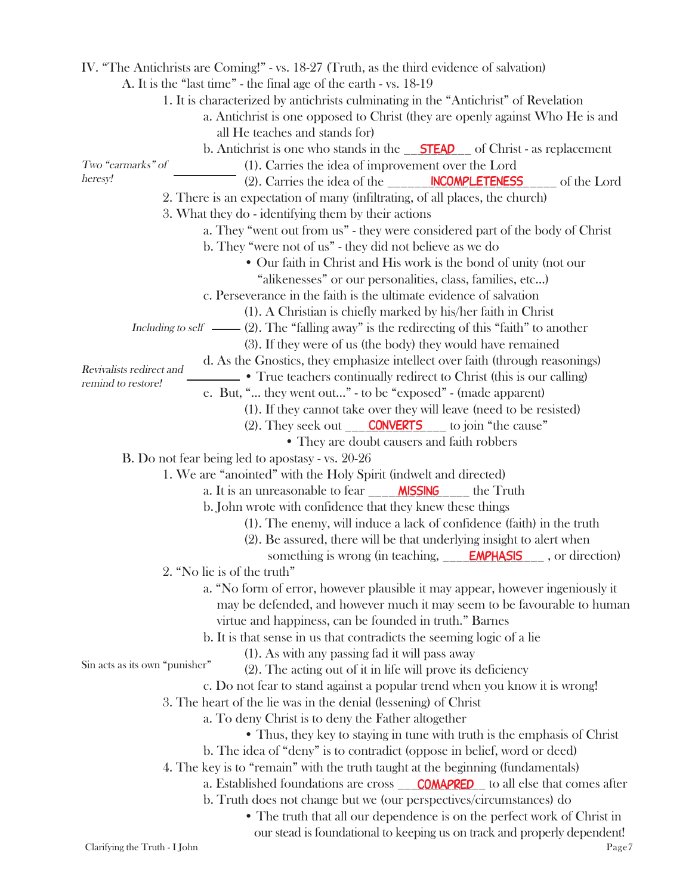IV. "The Antichrists are Coming!" - vs. 18-27 (Truth, as the third evidence of salvation)

A. It is the "last time" - the final age of the earth - vs. 18-19

1. It is characterized by antichrists culminating in the "Antichrist" of Revelation
    - a. Antichrist is one opposed to Christ (they are openly against Who He is and all He teaches and stands for)
    - b. Antichrist is one who stands in the __STEAD__ of Christ - as replacement
        - (1). Carries the idea of improvement over the Lord
        - (2). Carries the idea of the ______INCOMPLETENESS_____ of the Lord

    *Two "earmarks" of heresy!*

2. There is an expectation of many (infiltrating, of all places, the church)
3. What they do - identifying them by their actions
    - a. They "went out from us" - they were considered part of the body of Christ
    - b. They "were not of us" - they did not believe as we do
        - • Our faith in Christ and His work is the bond of unity (not our "alikenesses" or our personalities, class, families, etc...)
    - c. Perseverance in the faith is the ultimate evidence of salvation
        - (1). A Christian is chiefly marked by his/her faith in Christ
        - (2). The "falling away" is the redirecting of this "faith" to another — *Including to self*
        - (3). If they were of us (the body) they would have remained
    - d. As the Gnostics, they emphasize intellect over faith (through reasonings)
        - • True teachers continually redirect to Christ (this is our calling) — *Revivalists redirect and remind to restore!*
    - e. But, "... they went out..." - to be "exposed" - (made apparent)
        - (1). If they cannot take over they will leave (need to be resisted)
        - (2). They seek out ___CONVERTS___ to join "the cause"
            - • They are doubt causers and faith robbers

B. Do not fear being led to apostasy - vs. 20-26

1. We are "anointed" with the Holy Spirit (indwelt and directed)
    - a. It is an unreasonable to fear ____MISSING____ the Truth
    - b. John wrote with confidence that they knew these things
        - (1). The enemy, will induce a lack of confidence (faith) in the truth
        - (2). Be assured, there will be that underlying insight to alert when something is wrong (in teaching, ____EMPHASIS___ , or direction)
2. "No lie is of the truth"
    - a. "No form of error, however plausible it may appear, however ingeniously it may be defended, and however much it may seem to be favourable to human virtue and happiness, can be founded in truth." Barnes
    - b. It is that sense in us that contradicts the seeming logic of a lie
        - (1). As with any passing fad it will pass away
        - (2). The acting out of it in life will prove its deficiency

        *Sin acts as its own "punisher"*
    - c. Do not fear to stand against a popular trend when you know it is wrong!
3. The heart of the lie was in the denial (lessening) of Christ
    - a. To deny Christ is to deny the Father altogether
        - • Thus, they key to staying in tune with truth is the emphasis of Christ
    - b. The idea of "deny" is to contradict (oppose in belief, word or deed)
4. The key is to "remain" with the truth taught at the beginning (fundamentals)
    - a. Established foundations are cross ___COMAPRED__ to all else that comes after
    - b. Truth does not change but we (our perspectives/circumstances) do
        - • The truth that all our dependence is on the perfect work of Christ in our stead is foundational to keeping us on track and properly dependent!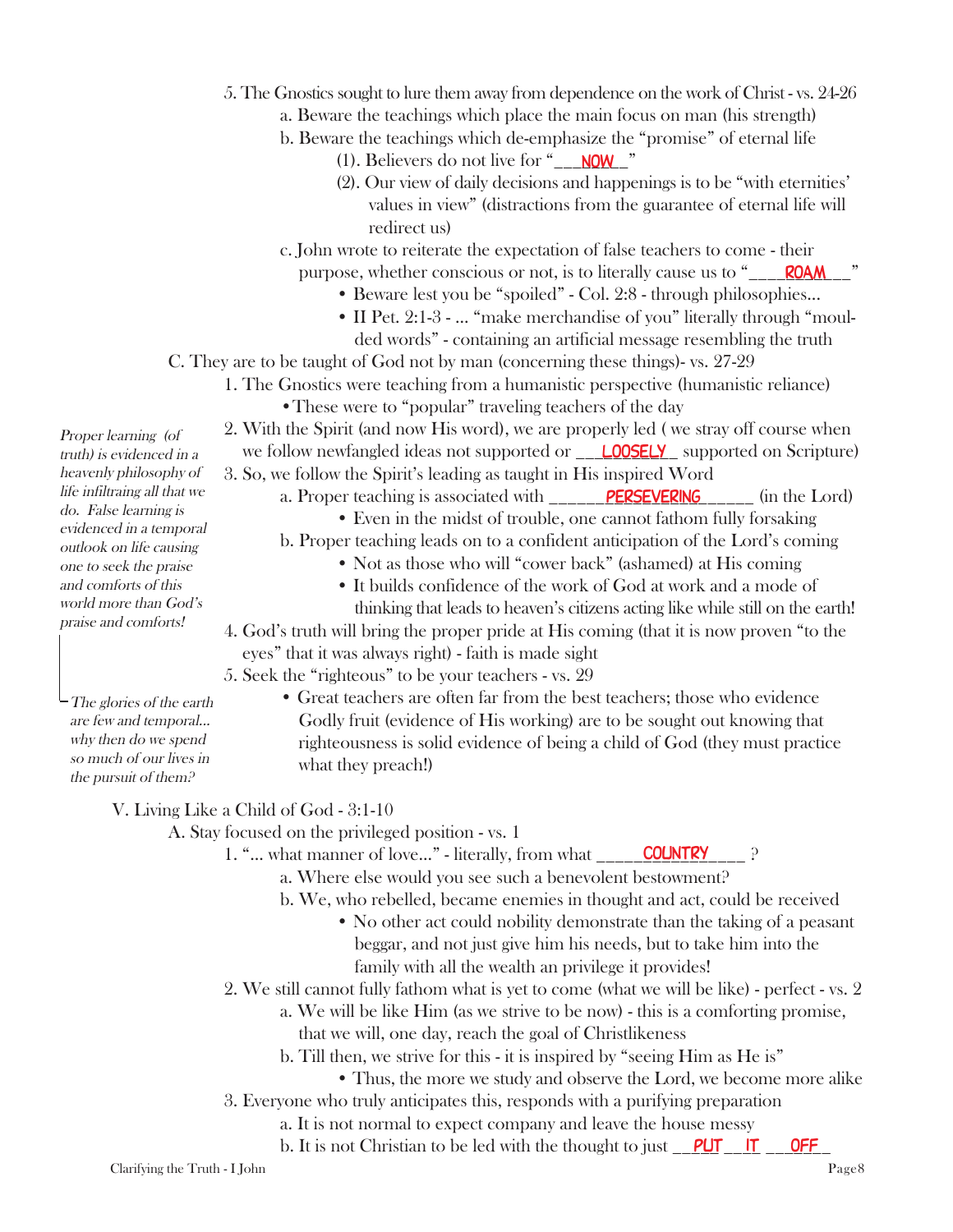5. The Gnostics sought to lure them away from dependence on the work of Christ - vs. 24-26
   a. Beware the teachings which place the main focus on man (his strength)
   b. Beware the teachings which de-emphasize the "promise" of eternal life
      (1). Believers do not live for "___NOW__"
      (2). Our view of daily decisions and happenings is to be "with eternities' values in view" (distractions from the guarantee of eternal life will redirect us)
   c. John wrote to reiterate the expectation of false teachers to come - their purpose, whether conscious or not, is to literally cause us to "___ROAM__"
      - Beware lest you be "spoiled" - Col. 2:8 - through philosophies...
      - II Pet. 2:1-3 - ... "make merchandise of you" literally through "moulded words" - containing an artificial message resembling the truth

C. They are to be taught of God not by man (concerning these things)- vs. 27-29

1. The Gnostics were teaching from a humanistic perspective (humanistic reliance)
   - These were to "popular" traveling teachers of the day
2. With the Spirit (and now His word), we are properly led ( we stray off course when we follow newfangled ideas not supported or ___LOOSELY_ supported on Scripture)
3. So, we follow the Spirit's leading as taught in His inspired Word
   a. Proper teaching is associated with ______PERSEVERING______ (in the Lord)
      - Even in the midst of trouble, one cannot fathom fully forsaking
   b. Proper teaching leads on to a confident anticipation of the Lord's coming
      - Not as those who will "cower back" (ashamed) at His coming
      - It builds confidence of the work of God at work and a mode of thinking that leads to heaven's citizens acting like while still on the earth!
4. God's truth will bring the proper pride at His coming (that it is now proven "to the eyes" that it was always right) - faith is made sight
5. Seek the "righteous" to be your teachers - vs. 29
   - Great teachers are often far from the best teachers; those who evidence Godly fruit (evidence of His working) are to be sought out knowing that righteousness is solid evidence of being a child of God (they must practice what they preach!)

*Proper learning (of truth) is evidenced in a heavenly philosophy of life infiltraing all that we do. False learning is evidenced in a temporal outlook on life causing one to seek the praise and comforts of this world more than God's praise and comforts!*

*The glories of the earth are few and temporal... why then do we spend so much of our lives in the pursuit of them?*

V. Living Like a Child of God - 3:1-10

A. Stay focused on the privileged position - vs. 1

1. "... what manner of love..." - literally, from what _____COUNTRY_____ ?
   a. Where else would you see such a benevolent bestowment?
   b. We, who rebelled, became enemies in thought and act, could be received
      - No other act could nobility demonstrate than the taking of a peasant beggar, and not just give him his needs, but to take him into the family with all the wealth an privilege it provides!
2. We still cannot fully fathom what is yet to come (what we will be like) - perfect - vs. 2
   a. We will be like Him (as we strive to be now) - this is a comforting promise, that we will, one day, reach the goal of Christlikeness
   b. Till then, we strive for this - it is inspired by "seeing Him as He is"
      - Thus, the more we study and observe the Lord, we become more alike
3. Everyone who truly anticipates this, responds with a purifying preparation
   a. It is not normal to expect company and leave the house messy
   b. It is not Christian to be led with the thought to just __PUT__IT___OFF_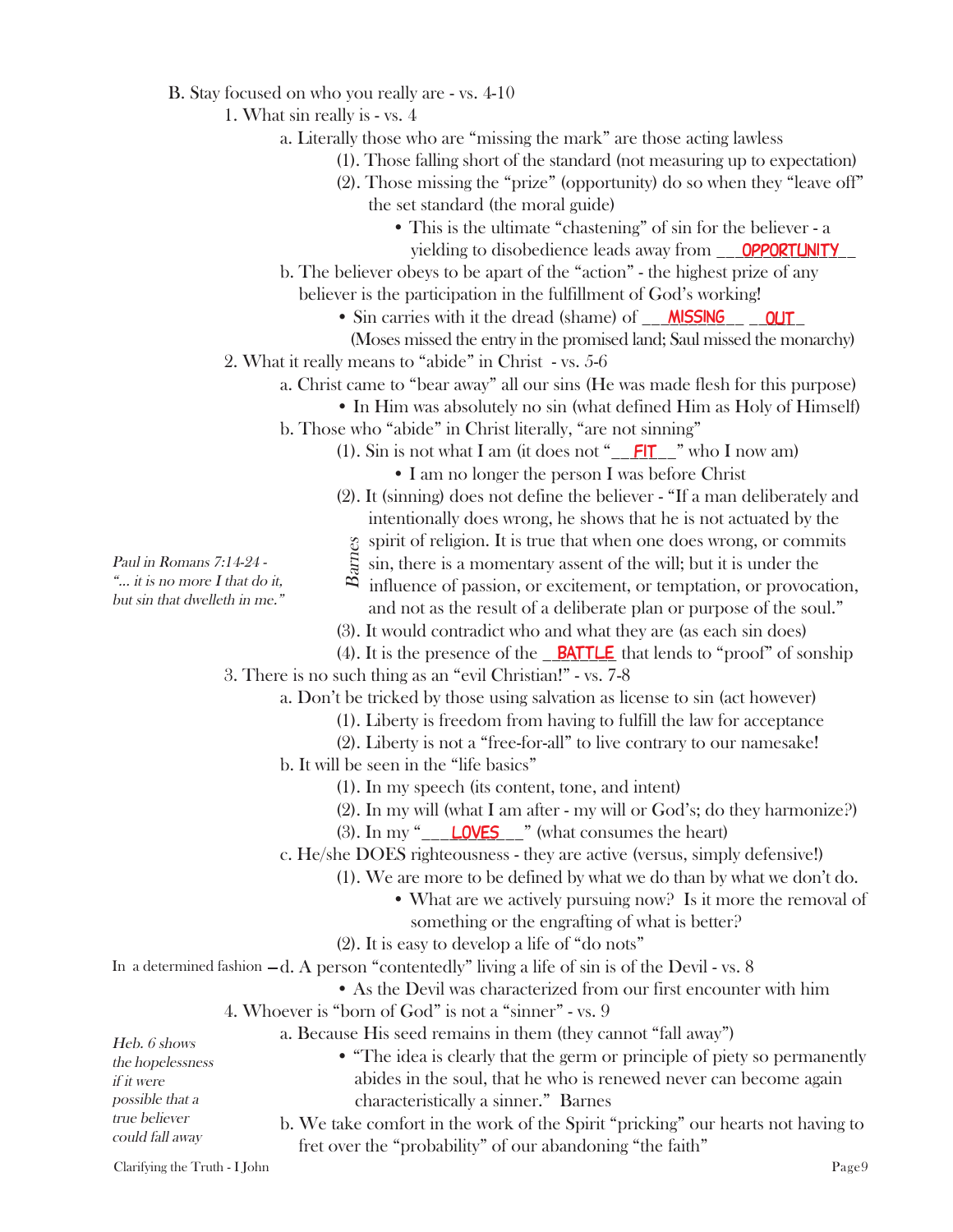B. Stay focused on who you really are - vs. 4-10

1. What sin really is - vs. 4
   - a. Literally those who are "missing the mark" are those acting lawless
     - (1). Those falling short of the standard (not measuring up to expectation)
     - (2). Those missing the "prize" (opportunity) do so when they "leave off" the set standard (the moral guide)
       - This is the ultimate "chastening" of sin for the believer - a yielding to disobedience leads away from ___OPPORTUNITY__
   - b. The believer obeys to be apart of the "action" - the highest prize of any believer is the participation in the fulfillment of God's working!
     - Sin carries with it the dread (shame) of ___MISSING__ __OUT_
       (Moses missed the entry in the promised land; Saul missed the monarchy)
2. What it really means to "abide" in Christ - vs. 5-6
   - a. Christ came to "bear away" all our sins (He was made flesh for this purpose)
     - In Him was absolutely no sin (what defined Him as Holy of Himself)
   - b. Those who "abide" in Christ literally, "are not sinning"
     - (1). Sin is not what I am (it does not "__FIT__" who I now am)
       - I am no longer the person I was before Christ
     - (2). It (sinning) does not define the believer - "If a man deliberately and intentionally does wrong, he shows that he is not actuated by the spirit of religion. It is true that when one does wrong, or commits sin, there is a momentary assent of the will; but it is under the influence of passion, or excitement, or temptation, or provocation, and not as the result of a deliberate plan or purpose of the soul." *Barnes*

       *Paul in Romans 7:14-24 - "... it is no more I that do it, but sin that dwelleth in me."*
     - (3). It would contradict who and what they are (as each sin does)
     - (4). It is the presence of the __BATTLE that lends to "proof" of sonship
3. There is no such thing as an "evil Christian!" - vs. 7-8
   - a. Don't be tricked by those using salvation as license to sin (act however)
     - (1). Liberty is freedom from having to fulfill the law for acceptance
     - (2). Liberty is not a "free-for-all" to live contrary to our namesake!
   - b. It will be seen in the "life basics"
     - (1). In my speech (its content, tone, and intent)
     - (2). In my will (what I am after - my will or God's; do they harmonize?)
     - (3). In my "___LOVES___" (what consumes the heart)
   - c. He/she DOES righteousness - they are active (versus, simply defensive!)
     - (1). We are more to be defined by what we do than by what we don't do.
       - What are we actively pursuing now? Is it more the removal of something or the engrafting of what is better?
     - (2). It is easy to develop a life of "do nots"
   - d. A person "contentedly" living a life of sin is of the Devil - vs. 8 (In a determined fashion)
     - As the Devil was characterized from our first encounter with him
4. Whoever is "born of God" is not a "sinner" - vs. 9
   - a. Because His seed remains in them (they cannot "fall away")
     - "The idea is clearly that the germ or principle of piety so permanently abides in the soul, that he who is renewed never can become again characteristically a sinner." Barnes
   - b. We take comfort in the work of the Spirit "pricking" our hearts not having to fret over the "probability" of our abandoning "the faith"

   *Heb. 6 shows the hopelessness if it were possible that a true believer could fall away*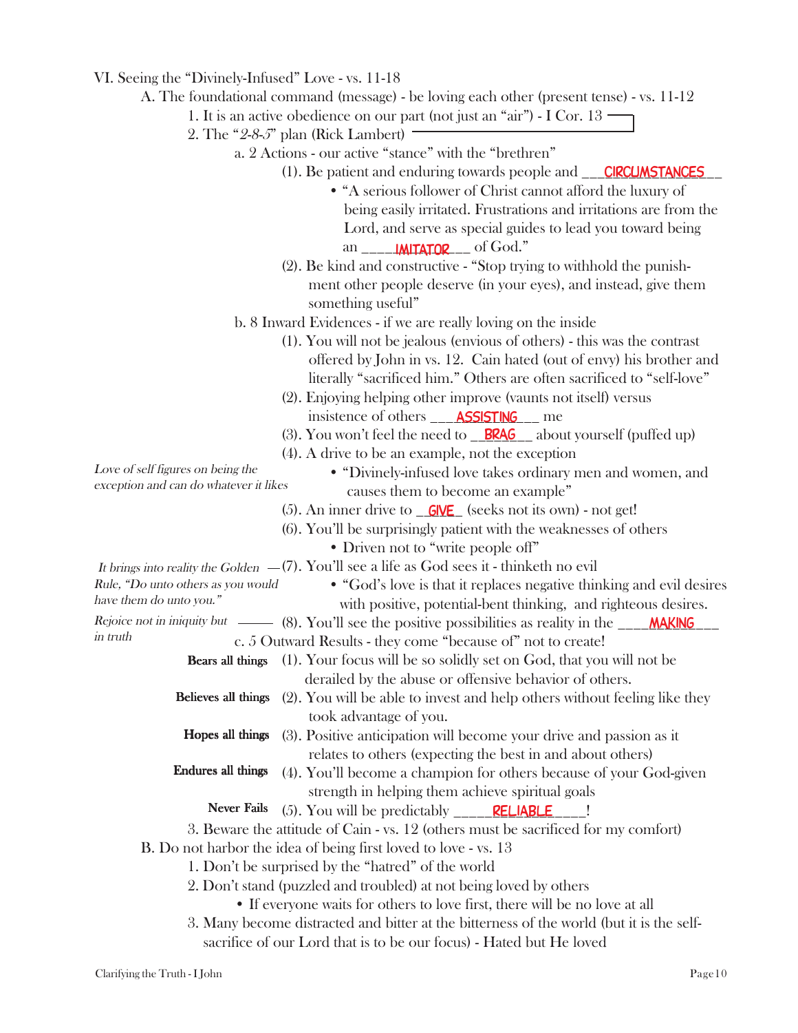VI. Seeing the "Divinely-Infused" Love - vs. 11-18

A. The foundational command (message) - be loving each other (present tense) - vs. 11-12

1. It is an active obedience on our part (not just an "air") - I Cor. 13

2. The "*2-8-5*" plan (Rick Lambert)

a. 2 Actions - our active "stance" with the "brethren"

(1). Be patient and enduring towards people and \_\_\_CIRCUMSTANCES\_\_

- "A serious follower of Christ cannot afford the luxury of being easily irritated. Frustrations and irritations are from the Lord, and serve as special guides to lead you toward being an \_\_\_\_IMITATOR\_\_\_ of God."

(2). Be kind and constructive - "Stop trying to withhold the punishment other people deserve (in your eyes), and instead, give them something useful"

b. 8 Inward Evidences - if we are really loving on the inside

(1). You will not be jealous (envious of others) - this was the contrast offered by John in vs. 12. Cain hated (out of envy) his brother and literally "sacrificed him." Others are often sacrificed to "self-love"

(2). Enjoying helping other improve (vaunts not itself) versus insistence of others \_\_\_ASSISTING\_\_\_ me

(3). You won't feel the need to \_\_BRAG\_\_ about yourself (puffed up)

(4). A drive to be an example, not the exception

*Love of self figures on being the exception and can do whatever it likes*

- "Divinely-infused love takes ordinary men and women, and causes them to become an example"

(5). An inner drive to \_GIVE\_ (seeks not its own) - not get!

(6). You'll be surprisingly patient with the weaknesses of others

- Driven not to "write people off"

*It brings into reality the Golden Rule, "Do unto others as you would have them do unto you."* — (7). You'll see a life as God sees it - thinketh no evil

- "God's love is that it replaces negative thinking and evil desires with positive, potential-bent thinking, and righteous desires.

*Rejoice not in iniquity but in truth* — (8). You'll see the positive possibilities as reality in the \_\_\_\_MAKING\_\_\_

c. 5 Outward Results - they come "because of" not to create!

**Bears all things** (1). Your focus will be so solidly set on God, that you will not be derailed by the abuse or offensive behavior of others.

**Believes all things** (2). You will be able to invest and help others without feeling like they took advantage of you.

**Hopes all things** (3). Positive anticipation will become your drive and passion as it relates to others (expecting the best in and about others)

**Endures all things** (4). You'll become a champion for others because of your God-given strength in helping them achieve spiritual goals

**Never Fails** (5). You will be predictably \_\_\_\_\_RELIABLE\_\_\_\_!

3. Beware the attitude of Cain - vs. 12 (others must be sacrificed for my comfort)

B. Do not harbor the idea of being first loved to love - vs. 13

1. Don't be surprised by the "hatred" of the world

2. Don't stand (puzzled and troubled) at not being loved by others

- If everyone waits for others to love first, there will be no love at all

3. Many become distracted and bitter at the bitterness of the world (but it is the self-sacrifice of our Lord that is to be our focus) - Hated but He loved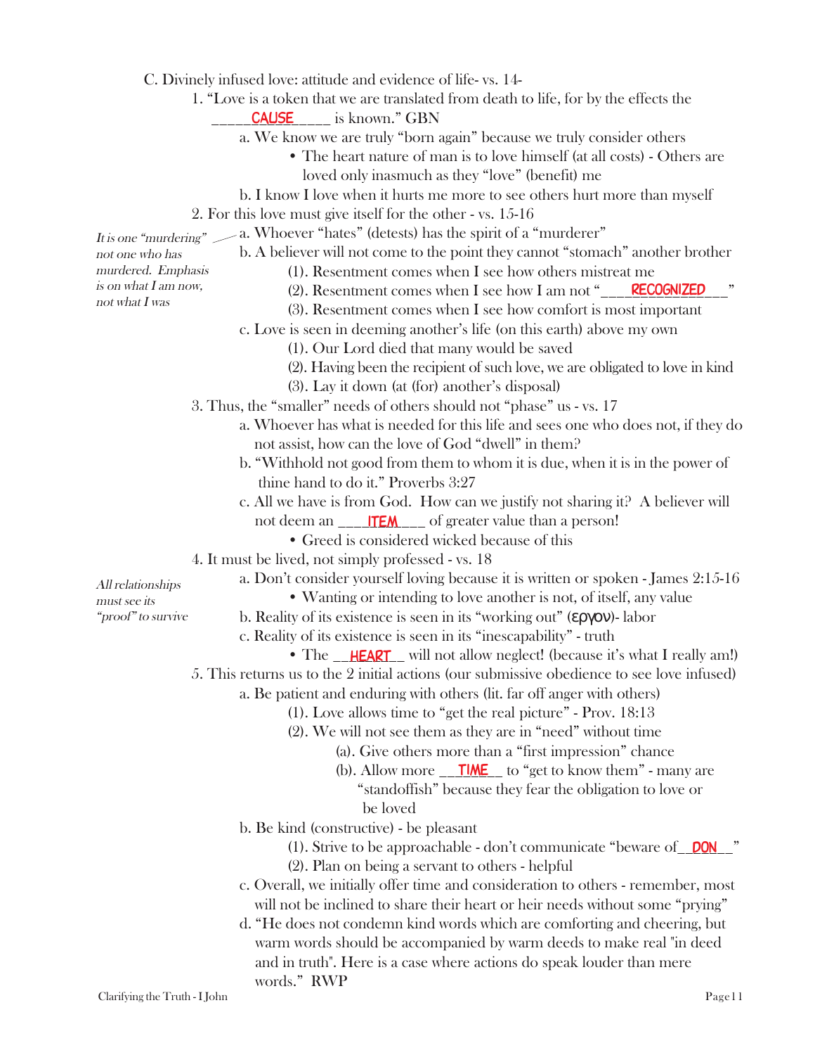C. Divinely infused love: attitude and evidence of life- vs. 14-

1. "Love is a token that we are translated from death to life, for by the effects the _____CAUSE_____ is known." GBN
   - a. We know we are truly "born again" because we truly consider others
     - The heart nature of man is to love himself (at all costs) - Others are loved only inasmuch as they "love" (benefit) me
   - b. I know I love when it hurts me more to see others hurt more than myself
2. For this love must give itself for the other - vs. 15-16
   - a. Whoever "hates" (detests) has the spirit of a "murderer"

     *It is one "murdering" not one who has murdered. Emphasis is on what I am now, not what I was*
   - b. A believer will not come to the point they cannot "stomach" another brother
     - (1). Resentment comes when I see how others mistreat me
     - (2). Resentment comes when I see how I am not "____RECOGNIZED____"
     - (3). Resentment comes when I see how comfort is most important
   - c. Love is seen in deeming another's life (on this earth) above my own
     - (1). Our Lord died that many would be saved
     - (2). Having been the recipient of such love, we are obligated to love in kind
     - (3). Lay it down (at (for) another's disposal)
3. Thus, the "smaller" needs of others should not "phase" us - vs. 17
   - a. Whoever has what is needed for this life and sees one who does not, if they do not assist, how can the love of God "dwell" in them?
   - b. "Withhold not good from them to whom it is due, when it is in the power of thine hand to do it." Proverbs 3:27
   - c. All we have is from God. How can we justify not sharing it? A believer will not deem an ____ITEM____ of greater value than a person!
     - Greed is considered wicked because of this
4. It must be lived, not simply professed - vs. 18

   *All relationships must see its "proof" to survive*
   - a. Don't consider yourself loving because it is written or spoken - James 2:15-16
     - Wanting or intending to love another is not, of itself, any value
   - b. Reality of its existence is seen in its "working out" (εργον)- labor
   - c. Reality of its existence is seen in its "inescapability" - truth
     - The __HEART__ will not allow neglect! (because it's what I really am!)
5. This returns us to the 2 initial actions (our submissive obedience to see love infused)
   - a. Be patient and enduring with others (lit. far off anger with others)
     - (1). Love allows time to "get the real picture" - Prov. 18:13
     - (2). We will not see them as they are in "need" without time
       - (a). Give others more than a "first impression" chance
       - (b). Allow more __TIME__ to "get to know them" - many are "standoffish" because they fear the obligation to love or be loved
   - b. Be kind (constructive) - be pleasant
     - (1). Strive to be approachable - don't communicate "beware of__DON__"
     - (2). Plan on being a servant to others - helpful
   - c. Overall, we initially offer time and consideration to others - remember, most will not be inclined to share their heart or heir needs without some "prying"
   - d. "He does not condemn kind words which are comforting and cheering, but warm words should be accompanied by warm deeds to make real "in deed and in truth". Here is a case where actions do speak louder than mere words." RWP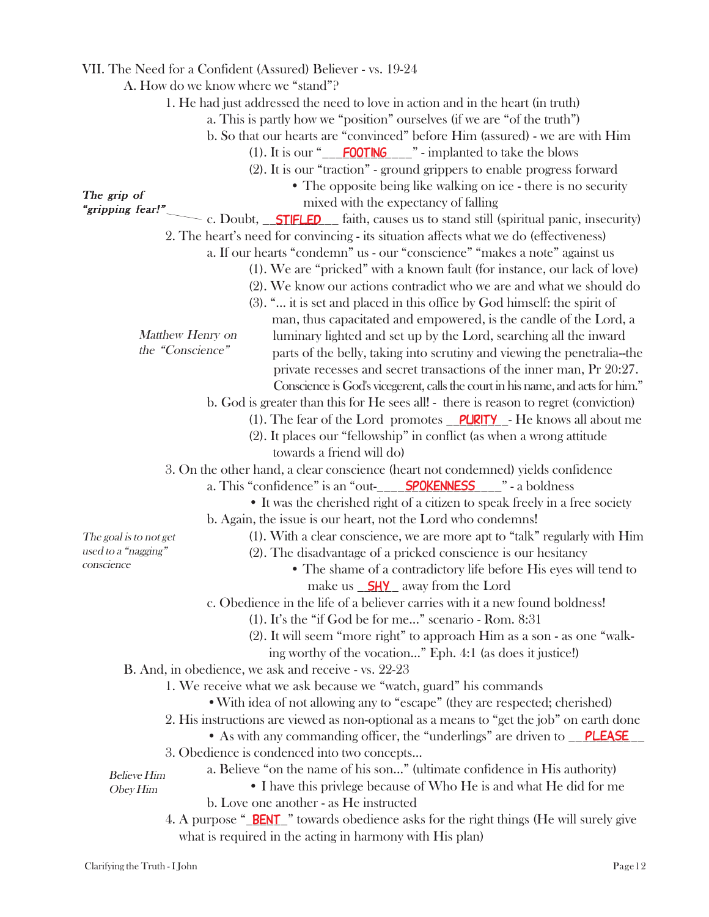VII. The Need for a Confident (Assured) Believer - vs. 19-24

A. How do we know where we "stand"?

1. He had just addressed the need to love in action and in the heart (in truth)
    - a. This is partly how we "position" ourselves (if we are "of the truth")
    - b. So that our hearts are "convinced" before Him (assured) - we are with Him
        - (1). It is our "___FOOTING___" - implanted to take the blows
        - (2). It is our "traction" - ground grippers to enable progress forward
            - The opposite being like walking on ice - there is no security mixed with the expectancy of falling
    - c. Doubt, __STIFLED__ faith, causes us to stand still (spiritual panic, insecurity)

*The grip of "gripping fear!"*

2. The heart's need for convincing - its situation affects what we do (effectiveness)
    - a. If our hearts "condemn" us - our "conscience" "makes a note" against us
        - (1). We are "pricked" with a known fault (for instance, our lack of love)
        - (2). We know our actions contradict who we are and what we should do
        - (3). "... it is set and placed in this office by God himself: the spirit of man, thus capacitated and empowered, is the candle of the Lord, a luminary lighted and set up by the Lord, searching all the inward parts of the belly, taking into scrutiny and viewing the penetralia--the private recesses and secret transactions of the inner man, Pr 20:27. Conscience is God's vicegerent, calls the court in his name, and acts for him."

*Matthew Henry on the "Conscience"*

    - b. God is greater than this for He sees all! - there is reason to regret (conviction)
        - (1). The fear of the Lord promotes __PURITY__- He knows all about me
        - (2). It places our "fellowship" in conflict (as when a wrong attitude towards a friend will do)

3. On the other hand, a clear conscience (heart not condemned) yields confidence
    - a. This "confidence" is an "out-____SPOKENNESS____" - a boldness
        - It was the cherished right of a citizen to speak freely in a free society
    - b. Again, the issue is our heart, not the Lord who condemns!
        - (1). With a clear conscience, we are more apt to "talk" regularly with Him
        - (2). The disadvantage of a pricked conscience is our hesitancy
            - The shame of a contradictory life before His eyes will tend to make us _SHY_ away from the Lord

*The goal is to not get used to a "nagging" conscience*

    - c. Obedience in the life of a believer carries with it a new found boldness!
        - (1). It's the "if God be for me..." scenario - Rom. 8:31
        - (2). It will seem "more right" to approach Him as a son - as one "walking worthy of the vocation..." Eph. 4:1 (as does it justice!)

B. And, in obedience, we ask and receive - vs. 22-23

1. We receive what we ask because we "watch, guard" his commands
    - With idea of not allowing any to "escape" (they are respected; cherished)
2. His instructions are viewed as non-optional as a means to "get the job" on earth done
    - As with any commanding officer, the "underlings" are driven to __PLEASE__
3. Obedience is condenced into two concepts...
    - a. Believe "on the name of his son..." (ultimate confidence in His authority)
        - I have this privlege because of Who He is and what He did for me
    - b. Love one another - as He instructed

*Believe Him*
*Obey Him*

4. A purpose "_BENT_" towards obedience asks for the right things (He will surely give what is required in the acting in harmony with His plan)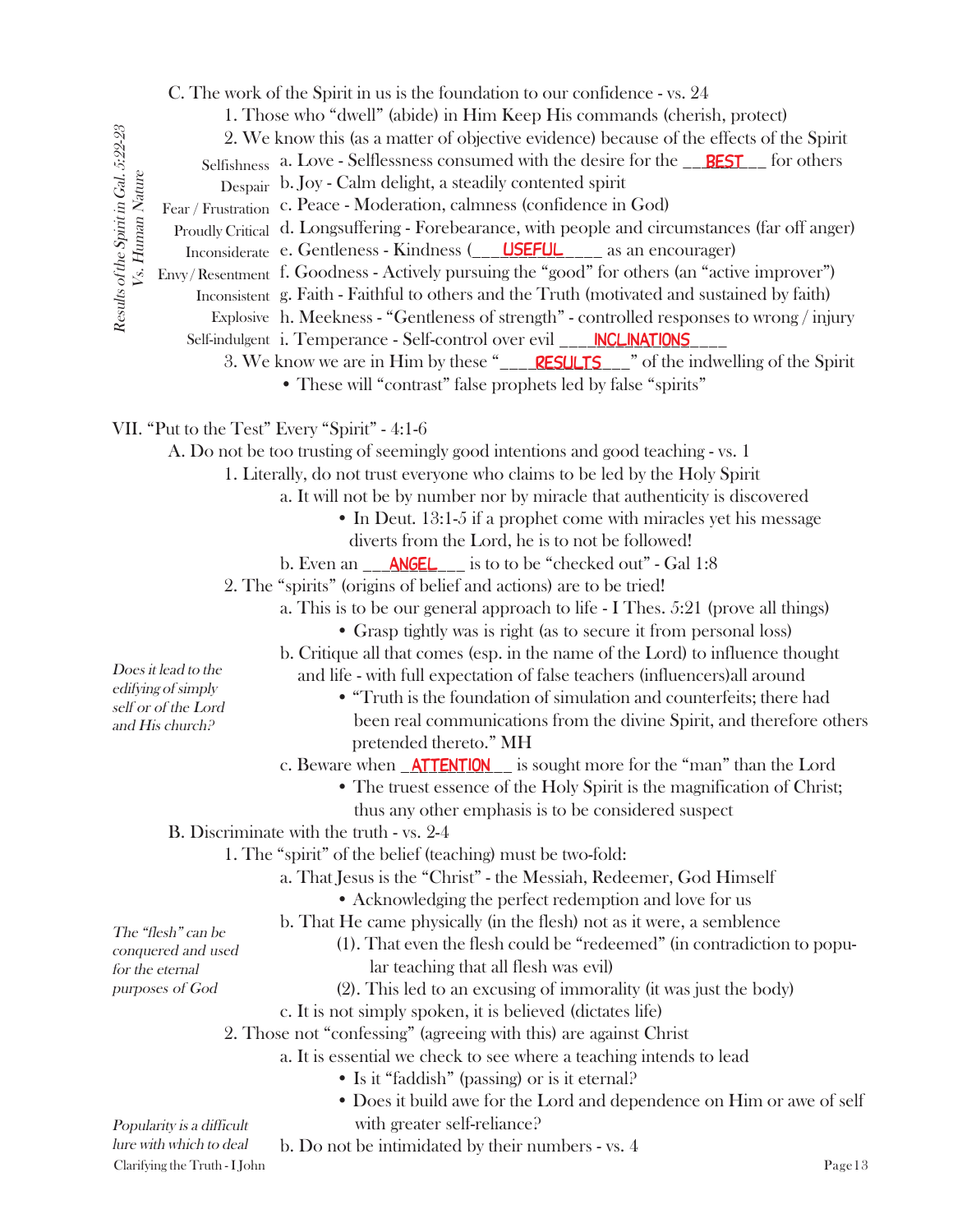C. The work of the Spirit in us is the foundation to our confidence - vs. 24

1. Those who "dwell" (abide) in Him Keep His commands (cherish, protect)
2. We know this (as a matter of objective evidence) because of the effects of the Spirit

*Results of the Spirit in Gal. 5:22-23 Vs. Human Nature*

| Human Nature | Result of the Spirit |
| --- | --- |
| Selfishness | a. Love - Selflessness consumed with the desire for the __**BEST**__ for others |
| Despair | b. Joy - Calm delight, a steadily contented spirit |
| Fear / Frustration | c. Peace - Moderation, calmness (confidence in God) |
| Proudly Critical | d. Longsuffering - Forebearance, with people and circumstances (far off anger) |
| Inconsiderate | e. Gentleness - Kindness (___**USEFUL**____ as an encourager) |
| Envy / Resentment | f. Goodness - Actively pursuing the "good" for others (an "active improver") |
| Inconsistent | g. Faith - Faithful to others and the Truth (motivated and sustained by faith) |
| Explosive | h. Meekness - "Gentleness of strength" - controlled responses to wrong / injury |
| Self-indulgent | i. Temperance - Self-control over evil ___**INCLINATIONS**____ |

3. We know we are in Him by these "___**RESULTS**___" of the indwelling of the Spirit
    - These will "contrast" false prophets led by false "spirits"

VII. "Put to the Test" Every "Spirit" - 4:1-6

A. Do not be too trusting of seemingly good intentions and good teaching - vs. 1

1. Literally, do not trust everyone who claims to be led by the Holy Spirit
    a. It will not be by number nor by miracle that authenticity is discovered
        - In Deut. 13:1-5 if a prophet come with miracles yet his message diverts from the Lord, he is to not be followed!

    b. Even an ___**ANGEL**___ is to to be "checked out" - Gal 1:8
2. The "spirits" (origins of belief and actions) are to be tried!
    a. This is to be our general approach to life - I Thes. 5:21 (prove all things)
        - Grasp tightly was is right (as to secure it from personal loss)

    b. Critique all that comes (esp. in the name of the Lord) to influence thought and life - with full expectation of false teachers (influencers)all around
        - "Truth is the foundation of simulation and counterfeits; there had been real communications from the divine Spirit, and therefore others pretended thereto." MH

    *Does it lead to the edifying of simply self or of the Lord and His church?*

    c. Beware when _**ATTENTION**__ is sought more for the "man" than the Lord
        - The truest essence of the Holy Spirit is the magnification of Christ; thus any other emphasis is to be considered suspect

B. Discriminate with the truth - vs. 2-4

1. The "spirit" of the belief (teaching) must be two-fold:
    a. That Jesus is the "Christ" - the Messiah, Redeemer, God Himself
        - Acknowledging the perfect redemption and love for us

    b. That He came physically (in the flesh) not as it were, a semblence
        (1). That even the flesh could be "redeemed" (in contradiction to popular teaching that all flesh was evil)
        (2). This led to an excusing of immorality (it was just the body)

    *The "flesh" can be conquered and used for the eternal purposes of God*

    c. It is not simply spoken, it is believed (dictates life)
2. Those not "confessing" (agreeing with this) are against Christ
    a. It is essential we check to see where a teaching intends to lead
        - Is it "faddish" (passing) or is it eternal?
        - Does it build awe for the Lord and dependence on Him or awe of self with greater self-reliance?

    b. Do not be intimidated by their numbers - vs. 4

    *Popularity is a difficult lure with which to deal*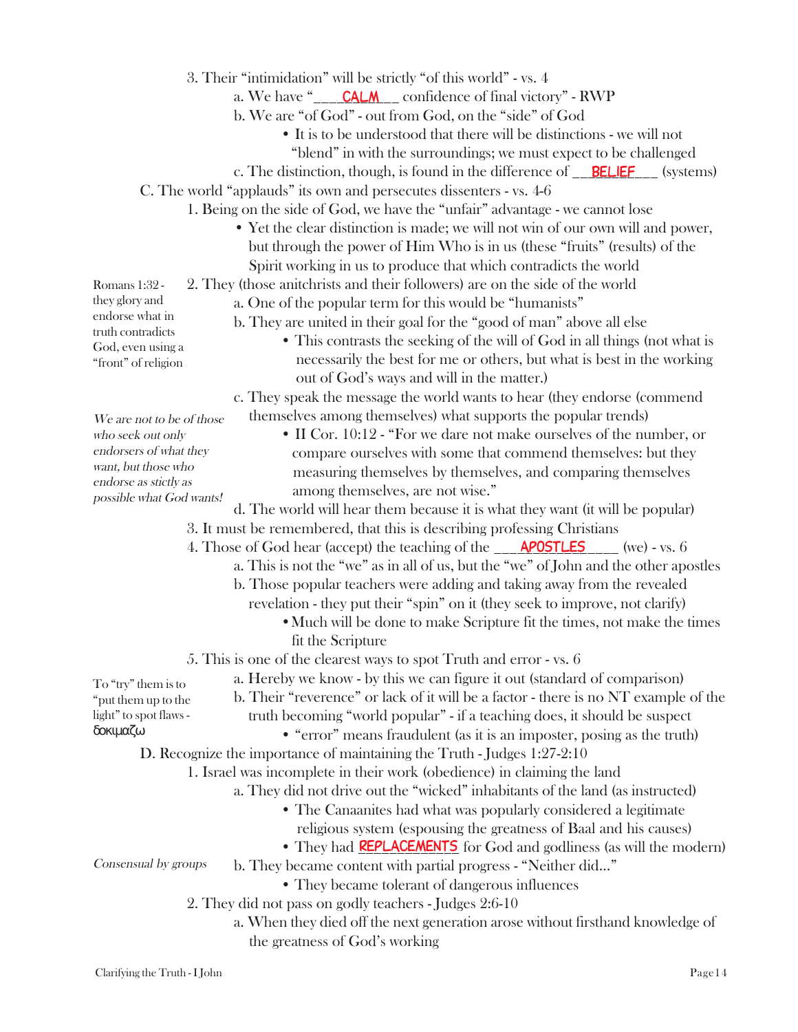3. Their "intimidation" will be strictly "of this world" - vs. 4

   a. We have "___**CALM**__ confidence of final victory" - RWP

   b. We are "of God" - out from God, on the "side" of God

   - It is to be understood that there will be distinctions - we will not "blend" in with the surroundings; we must expect to be challenged

   c. The distinction, though, is found in the difference of __**BELIEF**___ (systems)

C. The world "applauds" its own and persecutes dissenters - vs. 4-6

1. Being on the side of God, we have the "unfair" advantage - we cannot lose

   - Yet the clear distinction is made; we will not win of our own will and power, but through the power of Him Who is in us (these "fruits" (results) of the Spirit working in us to produce that which contradicts the world

2. They (those anitchrists and their followers) are on the side of the world

   *Romans 1:32 - they glory and endorse what in truth contradicts God, even using a "front" of religion*

   a. One of the popular term for this would be "humanists"

   b. They are united in their goal for the "good of man" above all else

   - This contrasts the seeking of the will of God in all things (not what is necessarily the best for me or others, but what is best in the working out of God's ways and will in the matter.)

   c. They speak the message the world wants to hear (they endorse (commend themselves among themselves) what supports the popular trends)

   *We are not to be of those who seek out only endorsers of what they want, but those who endorse as stictly as possible what God wants!*

   - II Cor. 10:12 - "For we dare not make ourselves of the number, or compare ourselves with some that commend themselves: but they measuring themselves by themselves, and comparing themselves among themselves, are not wise."

   d. The world will hear them because it is what they want (it will be popular)

3. It must be remembered, that this is describing professing Christians

4. Those of God hear (accept) the teaching of the ___**APOSTLES**____ (we) - vs. 6

   a. This is not the "we" as in all of us, but the "we" of John and the other apostles

   b. Those popular teachers were adding and taking away from the revealed revelation - they put their "spin" on it (they seek to improve, not clarify)

   - Much will be done to make Scripture fit the times, not make the times fit the Scripture

5. This is one of the clearest ways to spot Truth and error - vs. 6

   *To "try" them is to "put them up to the light" to spot flaws - δοκιμαζω*

   a. Hereby we know - by this we can figure it out (standard of comparison)

   b. Their "reverence" or lack of it will be a factor - there is no NT example of the truth becoming "world popular" - if a teaching does, it should be suspect

   - "error" means fraudulent (as it is an imposter, posing as the truth)

D. Recognize the importance of maintaining the Truth - Judges 1:27-2:10

1. Israel was incomplete in their work (obedience) in claiming the land

   a. They did not drive out the "wicked" inhabitants of the land (as instructed)

   - The Canaanites had what was popularly considered a legitimate religious system (espousing the greatness of Baal and his causes)
   - They had **REPLACEMENTS** for God and godliness (as will the modern)

   *Consensual by groups*

   b. They became content with partial progress - "Neither did..."

   - They became tolerant of dangerous influences

2. They did not pass on godly teachers - Judges 2:6-10

   a. When they died off the next generation arose without firsthand knowledge of the greatness of God's working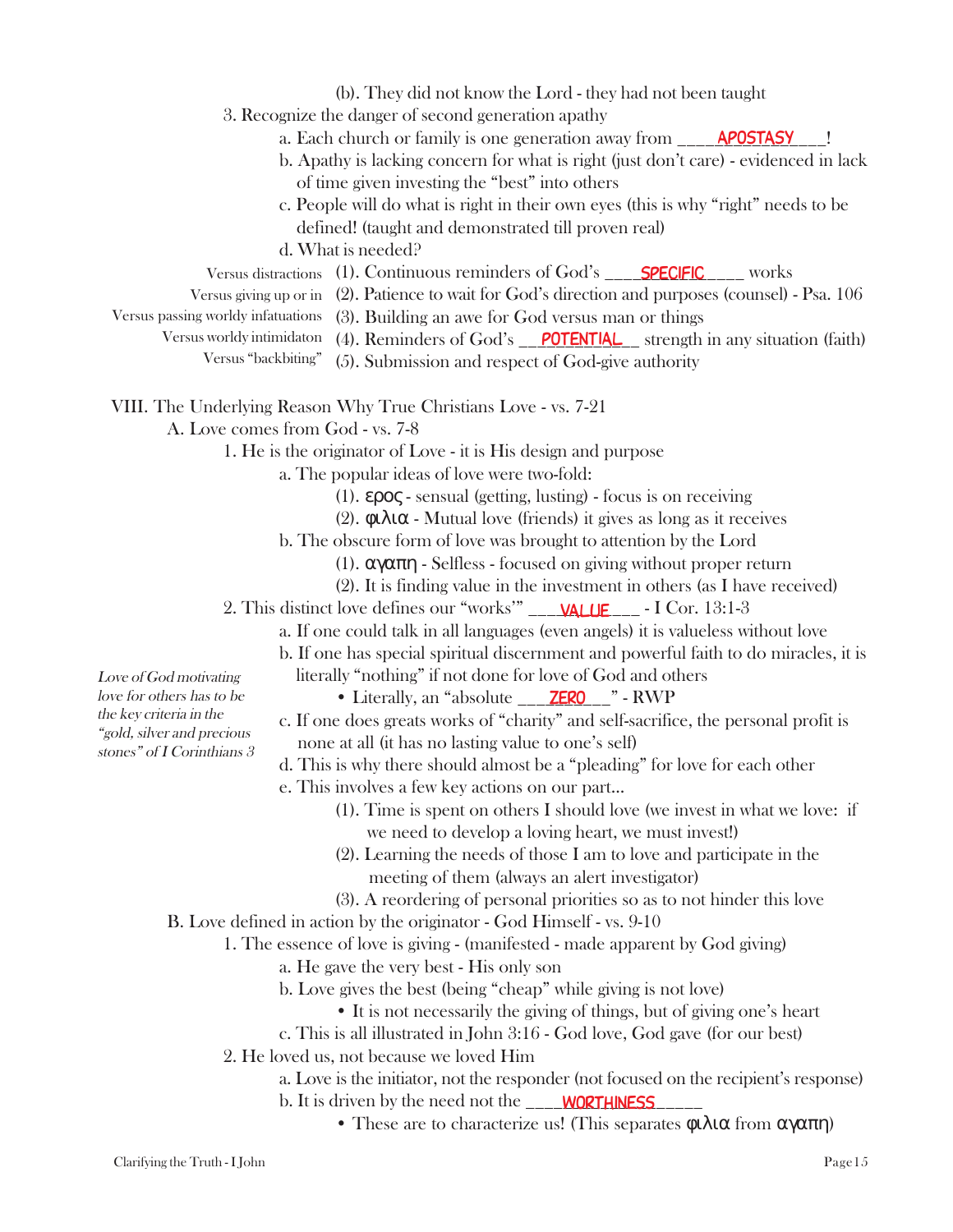(b). They did not know the Lord - they had not been taught

3. Recognize the danger of second generation apathy
   - a. Each church or family is one generation away from ____APOSTASY___!
   - b. Apathy is lacking concern for what is right (just don't care) - evidenced in lack of time given investing the "best" into others
   - c. People will do what is right in their own eyes (this is why "right" needs to be defined! (taught and demonstrated till proven real)
   - d. What is needed?
     - Versus distractions — (1). Continuous reminders of God's ____SPECIFIC____ works
     - Versus giving up or in — (2). Patience to wait for God's direction and purposes (counsel) - Psa. 106
     - Versus passing worldy infatuations — (3). Building an awe for God versus man or things
     - Versus worldy intimidaton — (4). Reminders of God's __POTENTIAL__ strength in any situation (faith)
     - Versus "backbiting" — (5). Submission and respect of God-give authority

VIII. The Underlying Reason Why True Christians Love - vs. 7-21

A. Love comes from God - vs. 7-8

1. He is the originator of Love - it is His design and purpose
   - a. The popular ideas of love were two-fold:
     - (1). ερος - sensual (getting, lusting) - focus is on receiving
     - (2). φιλια - Mutual love (friends) it gives as long as it receives
   - b. The obscure form of love was brought to attention by the Lord
     - (1). αγαπη - Selfless - focused on giving without proper return
     - (2). It is finding value in the investment in others (as I have received)
2. This distinct love defines our "works'" ___VALUE___ - I Cor. 13:1-3
   - a. If one could talk in all languages (even angels) it is valueless without love
   - b. If one has special spiritual discernment and powerful faith to do miracles, it is literally "nothing" if not done for love of God and others
     - Literally, an "absolute ___ZERO___" - RWP
   - c. If one does greats works of "charity" and self-sacrifice, the personal profit is none at all (it has no lasting value to one's self)
   - d. This is why there should almost be a "pleading" for love for each other
   - e. This involves a few key actions on our part...
     - (1). Time is spent on others I should love (we invest in what we love: if we need to develop a loving heart, we must invest!)
     - (2). Learning the needs of those I am to love and participate in the meeting of them (always an alert investigator)
     - (3). A reordering of personal priorities so as to not hinder this love

*Love of God motivating love for others has to be the key criteria in the "gold, silver and precious stones" of I Corinthians 3*

B. Love defined in action by the originator - God Himself - vs. 9-10

1. The essence of love is giving - (manifested - made apparent by God giving)
   - a. He gave the very best - His only son
   - b. Love gives the best (being "cheap" while giving is not love)
     - It is not necessarily the giving of things, but of giving one's heart
   - c. This is all illustrated in John 3:16 - God love, God gave (for our best)
2. He loved us, not because we loved Him
   - a. Love is the initiator, not the responder (not focused on the recipient's response)
   - b. It is driven by the need not the ____WORTHINESS_____
     - These are to characterize us! (This separates φιλια from αγαπη)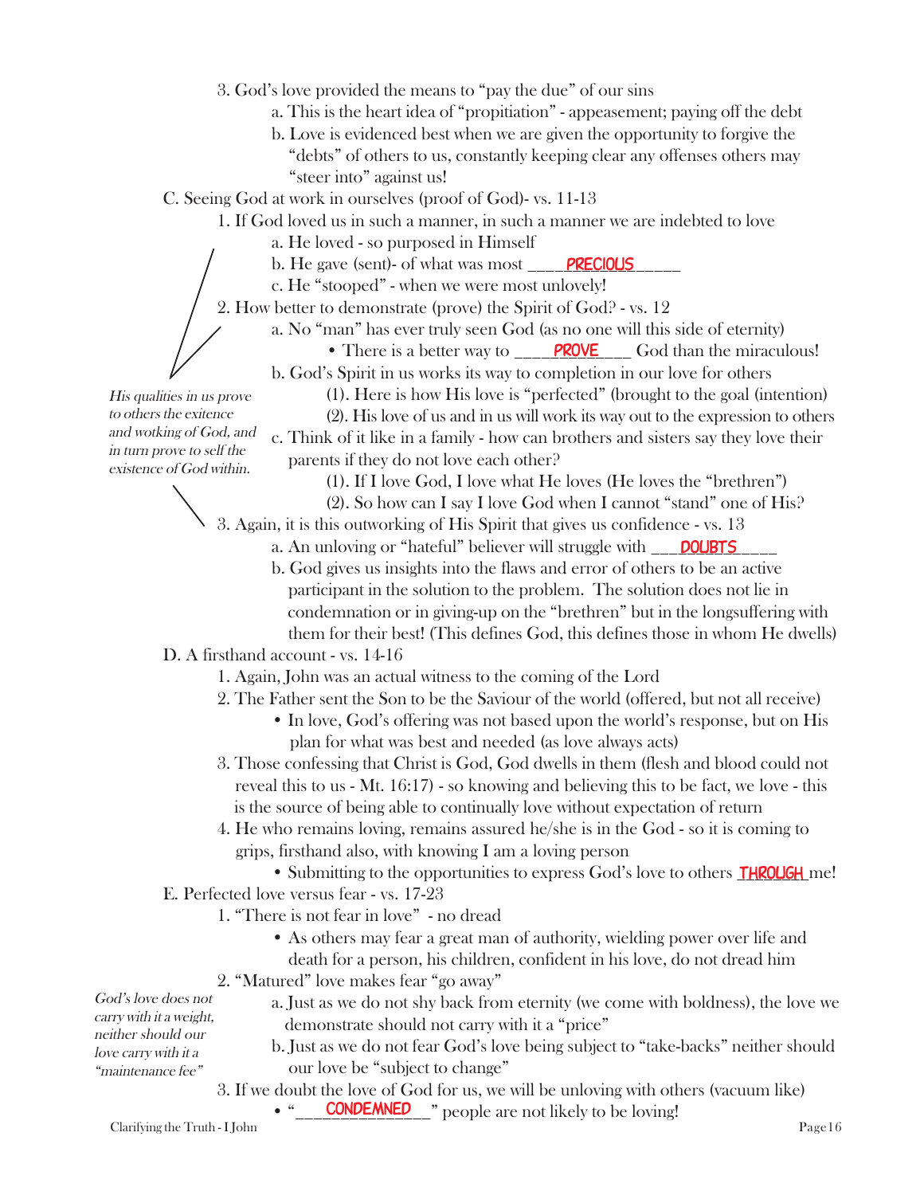3. God's love provided the means to "pay the due" of our sins
    - a. This is the heart idea of "propitiation" - appeasement; paying off the debt
    - b. Love is evidenced best when we are given the opportunity to forgive the "debts" of others to us, constantly keeping clear any offenses others may "steer into" against us!

C. Seeing God at work in ourselves (proof of God)- vs. 11-13

1. If God loved us in such a manner, in such a manner we are indebted to love
    - a. He loved - so purposed in Himself
    - b. He gave (sent)- of what was most ____**PRECIOUS**_____
    - c. He "stooped" - when we were most unlovely!
2. How better to demonstrate (prove) the Spirit of God? - vs. 12
    - a. No "man" has ever truly seen God (as no one will this side of eternity)
        - There is a better way to ____**PROVE**____ God than the miraculous!
    - b. God's Spirit in us works its way to completion in our love for others
        - (1). Here is how His love is "perfected" (brought to the goal (intention)
        - (2). His love of us and in us will work its way out to the expression to others
    - c. Think of it like in a family - how can brothers and sisters say they love their parents if they do not love each other?
        - (1). If I love God, I love what He loves (He loves the "brethren")
        - (2). So how can I say I love God when I cannot "stand" one of His?

*His qualities in us prove to others the exitence and wotking of God, and in turn prove to self the existence of God within.*

3. Again, it is this outworking of His Spirit that gives us confidence - vs. 13
    - a. An unloving or "hateful" believer will struggle with ___**DOUBTS**____
    - b. God gives us insights into the flaws and error of others to be an active participant in the solution to the problem. The solution does not lie in condemnation or in giving-up on the "brethren" but in the longsuffering with them for their best! (This defines God, this defines those in whom He dwells)

D. A firsthand account - vs. 14-16

1. Again, John was an actual witness to the coming of the Lord
2. The Father sent the Son to be the Saviour of the world (offered, but not all receive)
    - In love, God's offering was not based upon the world's response, but on His plan for what was best and needed (as love always acts)
3. Those confessing that Christ is God, God dwells in them (flesh and blood could not reveal this to us - Mt. 16:17) - so knowing and believing this to be fact, we love - this is the source of being able to continually love without expectation of return
4. He who remains loving, remains assured he/she is in the God - so it is coming to grips, firsthand also, with knowing I am a loving person
    - Submitting to the opportunities to express God's love to others **THROUGH** me!

E. Perfected love versus fear - vs. 17-23

1. "There is not fear in love" - no dread
    - As others may fear a great man of authority, wielding power over life and death for a person, his children, confident in his love, do not dread him
2. "Matured" love makes fear "go away"
    - a. Just as we do not shy back from eternity (we come with boldness), the love we demonstrate should not carry with it a "price"
    - b. Just as we do not fear God's love being subject to "take-backs" neither should our love be "subject to change"

*God's love does not carry with it a weight, neither should our love carry with it a "maintenance fee"*

3. If we doubt the love of God for us, we will be unloving with others (vacuum like)
    - "____**CONDEMNED**____" people are not likely to be loving!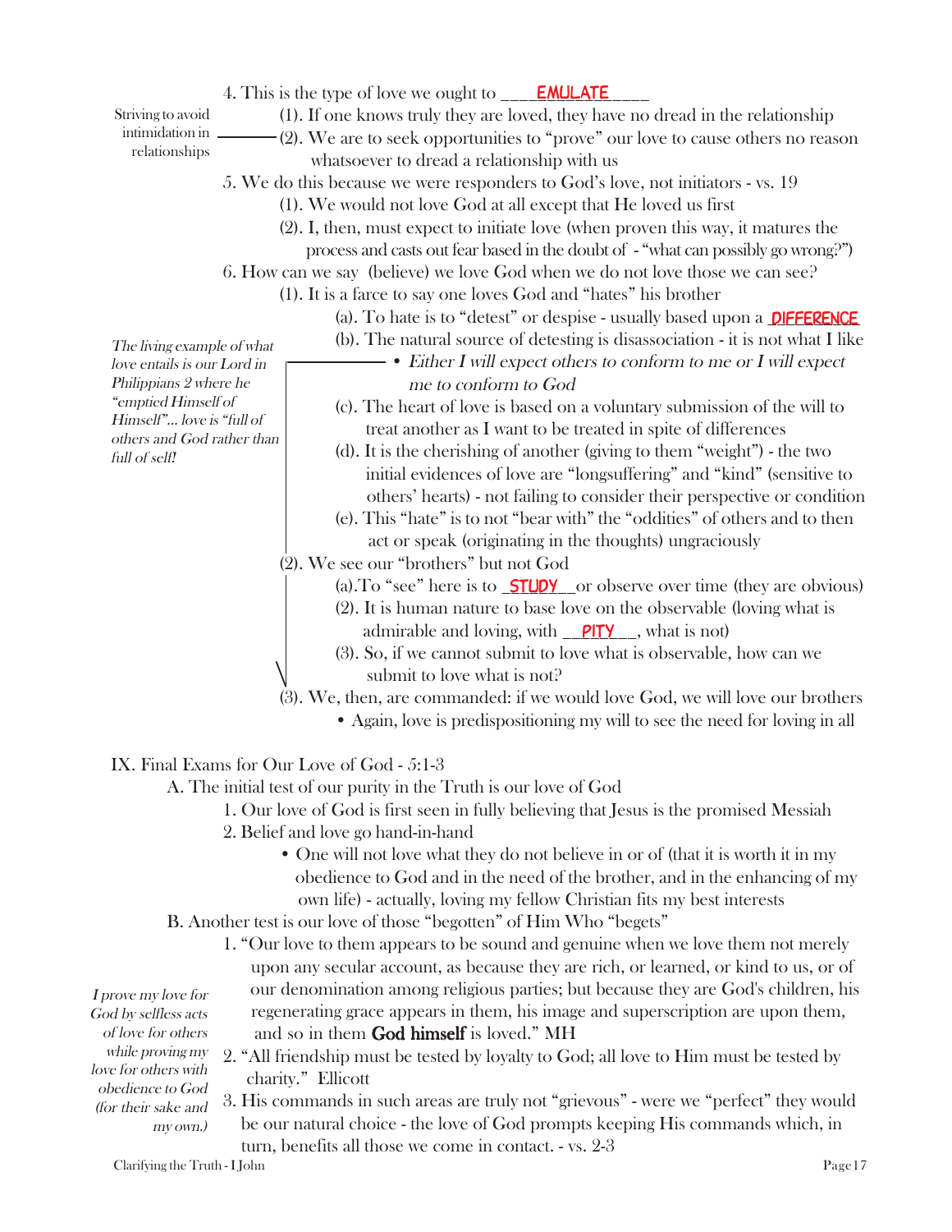4. This is the type of love we ought to ____**EMULATE**____

*Striving to avoid intimidation in relationships*

(1). If one knows truly they are loved, they have no dread in the relationship

(2). We are to seek opportunities to "prove" our love to cause others no reason whatsoever to dread a relationship with us

5. We do this because we were responders to God's love, not initiators - vs. 19

(1). We would not love God at all except that He loved us first

(2). I, then, must expect to initiate love (when proven this way, it matures the process and casts out fear based in the doubt of - "what can possibly go wrong?")

6. How can we say (believe) we love God when we do not love those we can see?

(1). It is a farce to say one loves God and "hates" his brother

(a). To hate is to "detest" or despise - usually based upon a **DIFFERENCE**

(b). The natural source of detesting is disassociation - it is not what I like

- *Either I will expect others to conform to me or I will expect me to conform to God*

*The living example of what love entails is our Lord in Philippians 2 where he "emptied Himself of Himself"... love is "full of others and God rather than full of self!*

(c). The heart of love is based on a voluntary submission of the will to treat another as I want to be treated in spite of differences

(d). It is the cherishing of another (giving to them "weight") - the two initial evidences of love are "longsuffering" and "kind" (sensitive to others' hearts) - not failing to consider their perspective or condition

(e). This "hate" is to not "bear with" the "oddities" of others and to then act or speak (originating in the thoughts) ungraciously

(2). We see our "brothers" but not God

(a).To "see" here is to _**STUDY**__or observe over time (they are obvious)

(2). It is human nature to base love on the observable (loving what is admirable and loving, with __**PITY**__, what is not)

(3). So, if we cannot submit to love what is observable, how can we submit to love what is not?

(3). We, then, are commanded: if we would love God, we will love our brothers

- Again, love is predispositioning my will to see the need for loving in all

IX. Final Exams for Our Love of God - 5:1-3

A. The initial test of our purity in the Truth is our love of God

1. Our love of God is first seen in fully believing that Jesus is the promised Messiah

2. Belief and love go hand-in-hand

- One will not love what they do not believe in or of (that it is worth it in my obedience to God and in the need of the brother, and in the enhancing of my own life) - actually, loving my fellow Christian fits my best interests

B. Another test is our love of those "begotten" of Him Who "begets"

*I prove my love for God by selfless acts of love for others while proving my love for others with obedience to God (for their sake and my own.)*

1. "Our love to them appears to be sound and genuine when we love them not merely upon any secular account, as because they are rich, or learned, or kind to us, or of our denomination among religious parties; but because they are God's children, his regenerating grace appears in them, his image and superscription are upon them, and so in them **God himself** is loved." MH

2. "All friendship must be tested by loyalty to God; all love to Him must be tested by charity." Ellicott

3. His commands in such areas are truly not "grievous" - were we "perfect" they would be our natural choice - the love of God prompts keeping His commands which, in turn, benefits all those we come in contact. - vs. 2-3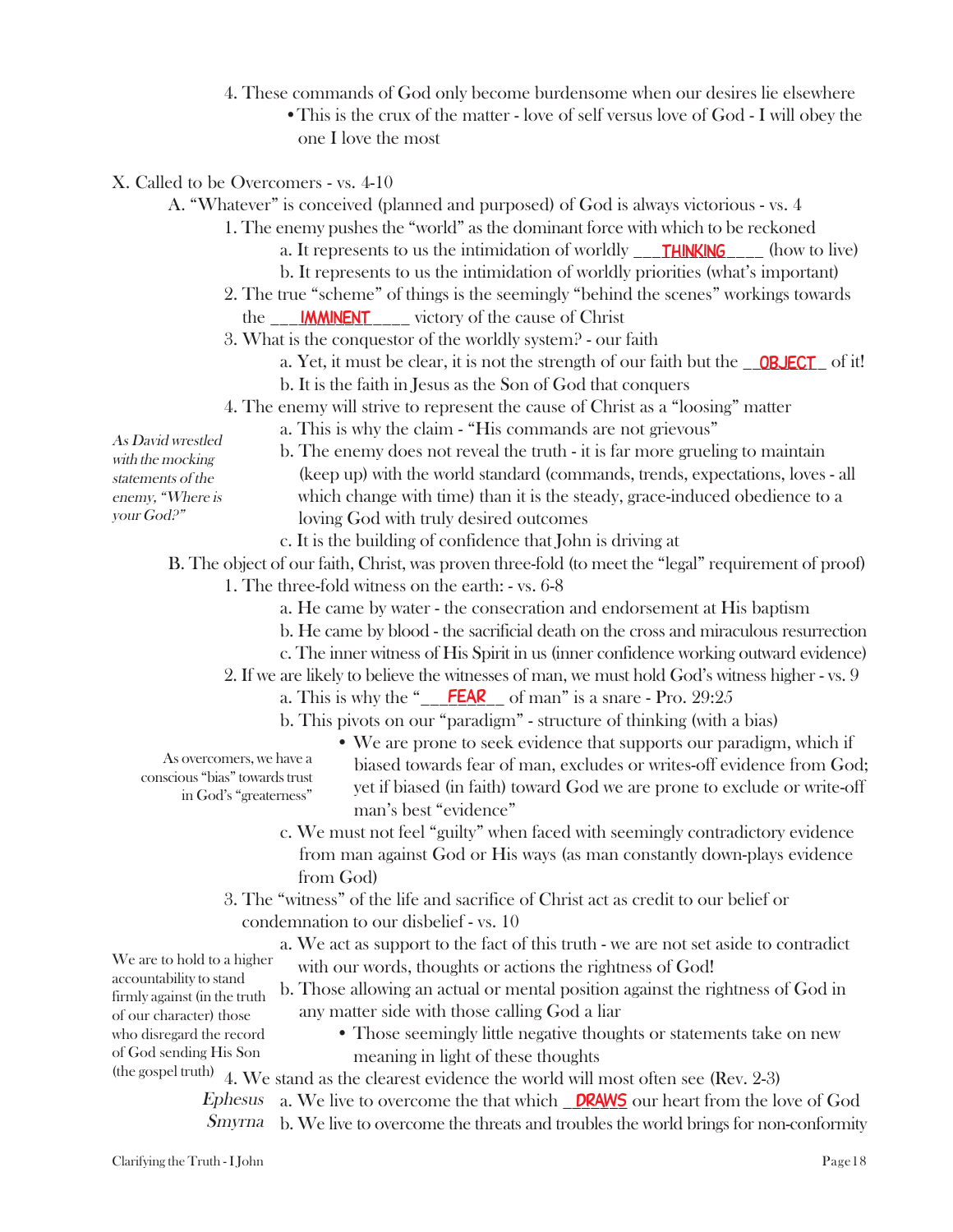4. These commands of God only become burdensome when our desires lie elsewhere
    - This is the crux of the matter - love of self versus love of God - I will obey the one I love the most

X. Called to be Overcomers - vs. 4-10

A. "Whatever" is conceived (planned and purposed) of God is always victorious - vs. 4

1. The enemy pushes the "world" as the dominant force with which to be reckoned
    a. It represents to us the intimidation of worldly ___THINKING____ (how to live)
    b. It represents to us the intimidation of worldly priorities (what's important)
2. The true "scheme" of things is the seemingly "behind the scenes" workings towards the ___IMMINENT____ victory of the cause of Christ
3. What is the conquestor of the worldly system? - our faith
    a. Yet, it must be clear, it is not the strength of our faith but the __OBJECT_ of it!
    b. It is the faith in Jesus as the Son of God that conquers
4. The enemy will strive to represent the cause of Christ as a "loosing" matter
    a. This is why the claim - "His commands are not grievous"
    b. The enemy does not reveal the truth - it is far more grueling to maintain (keep up) with the world standard (commands, trends, expectations, loves - all which change with time) than it is the steady, grace-induced obedience to a loving God with truly desired outcomes
    c. It is the building of confidence that John is driving at

*As David wrestled with the mocking statements of the enemy, "Where is your God?"*

B. The object of our faith, Christ, was proven three-fold (to meet the "legal" requirement of proof)

1. The three-fold witness on the earth: - vs. 6-8
    a. He came by water - the consecration and endorsement at His baptism
    b. He came by blood - the sacrificial death on the cross and miraculous resurrection
    c. The inner witness of His Spirit in us (inner confidence working outward evidence)
2. If we are likely to believe the witnesses of man, we must hold God's witness higher - vs. 9
    a. This is why the "___FEAR__ of man" is a snare - Pro. 29:25
    b. This pivots on our "paradigm" - structure of thinking (with a bias)
        - We are prone to seek evidence that supports our paradigm, which if biased towards fear of man, excludes or writes-off evidence from God; yet if biased (in faith) toward God we are prone to exclude or write-off man's best "evidence"
    c. We must not feel "guilty" when faced with seemingly contradictory evidence from man against God or His ways (as man constantly down-plays evidence from God)

As overcomers, we have a conscious "bias" towards trust in God's "greaterness"

3. The "witness" of the life and sacrifice of Christ act as credit to our belief or condemnation to our disbelief - vs. 10
    a. We act as support to the fact of this truth - we are not set aside to contradict with our words, thoughts or actions the rightness of God!
    b. Those allowing an actual or mental position against the rightness of God in any matter side with those calling God a liar
        - Those seemingly little negative thoughts or statements take on new meaning in light of these thoughts

We are to hold to a higher accountability to stand firmly against (in the truth of our character) those who disregard the record of God sending His Son (the gospel truth)

4. We stand as the clearest evidence the world will most often see (Rev. 2-3)
    a. We live to overcome the that which _DRAWS our heart from the love of God (*Ephesus*)
    b. We live to overcome the threats and troubles the world brings for non-conformity (*Smyrna*)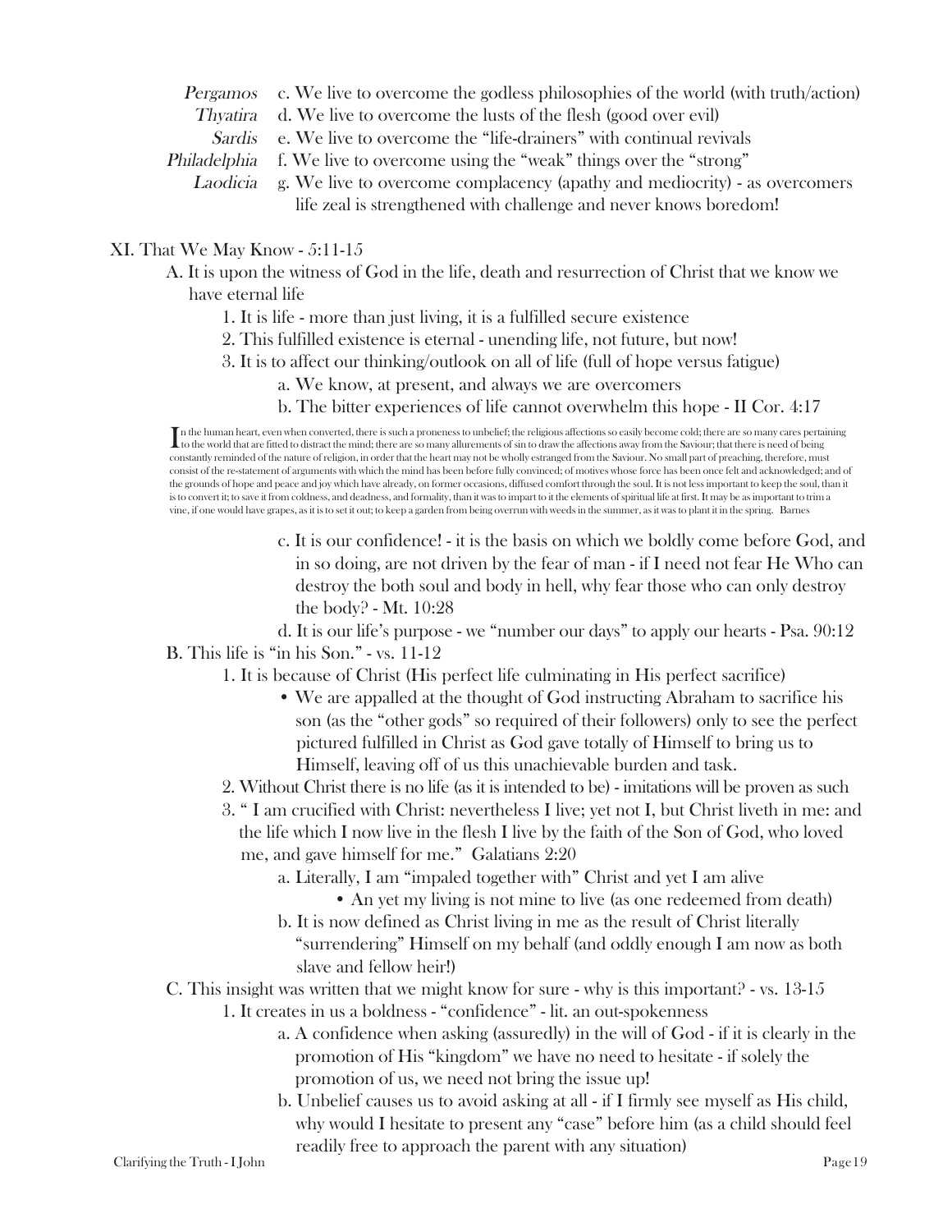*Pergamos* c. We live to overcome the godless philosophies of the world (with truth/action)

*Thyatira* d. We live to overcome the lusts of the flesh (good over evil)

*Sardis* e. We live to overcome the "life-drainers" with continual revivals

*Philadelphia* f. We live to overcome using the "weak" things over the "strong"

*Laodicia* g. We live to overcome complacency (apathy and mediocrity) - as overcomers life zeal is strengthened with challenge and never knows boredom!

XI. That We May Know - 5:11-15

- A. It is upon the witness of God in the life, death and resurrection of Christ that we know we have eternal life
  1. It is life - more than just living, it is a fulfilled secure existence
  2. This fulfilled existence is eternal - unending life, not future, but now!
  3. It is to affect our thinking/outlook on all of life (full of hope versus fatigue)
     - a. We know, at present, and always we are overcomers
     - b. The bitter experiences of life cannot overwhelm this hope - II Cor. 4:17

In the human heart, even when converted, there is such a proneness to unbelief; the religious affections so easily become cold; there are so many cares pertaining to the world that are fitted to distract the mind; there are so many allurements of sin to draw the affections away from the Saviour; that there is need of being constantly reminded of the nature of religion, in order that the heart may not be wholly estranged from the Saviour. No small part of preaching, therefore, must consist of the re-statement of arguments with which the mind has been before fully convinced; of motives whose force has been once felt and acknowledged; and of the grounds of hope and peace and joy which have already, on former occasions, diffused comfort through the soul. It is not less important to keep the soul, than it is to convert it; to save it from coldness, and deadness, and formality, than it was to impart to it the elements of spiritual life at first. It may be as important to trim a vine, if one would have grapes, as it is to set it out; to keep a garden from being overrun with weeds in the summer, as it was to plant it in the spring. Barnes

     - c. It is our confidence! - it is the basis on which we boldly come before God, and in so doing, are not driven by the fear of man - if I need not fear He Who can destroy the both soul and body in hell, why fear those who can only destroy the body? - Mt. 10:28
     - d. It is our life's purpose - we "number our days" to apply our hearts - Psa. 90:12
- B. This life is "in his Son." - vs. 11-12
  1. It is because of Christ (His perfect life culminating in His perfect sacrifice)
     - We are appalled at the thought of God instructing Abraham to sacrifice his son (as the "other gods" so required of their followers) only to see the perfect pictured fulfilled in Christ as God gave totally of Himself to bring us to Himself, leaving off of us this unachievable burden and task.
  2. Without Christ there is no life (as it is intended to be) - imitations will be proven as such
  3. " I am crucified with Christ: nevertheless I live; yet not I, but Christ liveth in me: and the life which I now live in the flesh I live by the faith of the Son of God, who loved me, and gave himself for me." Galatians 2:20
     - a. Literally, I am "impaled together with" Christ and yet I am alive
       - An yet my living is not mine to live (as one redeemed from death)
     - b. It is now defined as Christ living in me as the result of Christ literally "surrendering" Himself on my behalf (and oddly enough I am now as both slave and fellow heir!)
- C. This insight was written that we might know for sure - why is this important? - vs. 13-15
  1. It creates in us a boldness - "confidence" - lit. an out-spokenness
     - a. A confidence when asking (assuredly) in the will of God - if it is clearly in the promotion of His "kingdom" we have no need to hesitate - if solely the promotion of us, we need not bring the issue up!
     - b. Unbelief causes us to avoid asking at all - if I firmly see myself as His child, why would I hesitate to present any "case" before him (as a child should feel readily free to approach the parent with any situation)